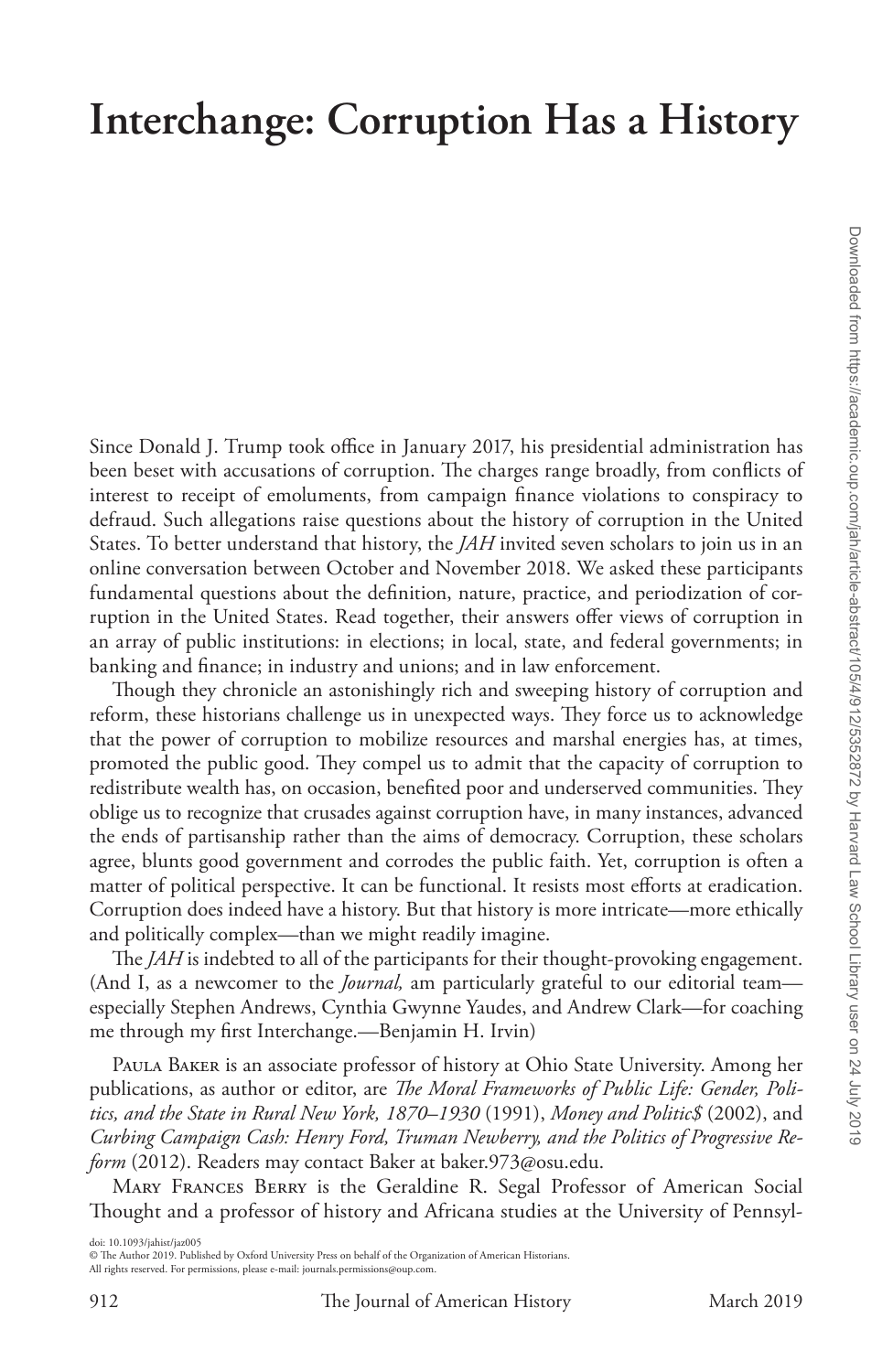# Interchange: Corruption Has a History

Since Donald J. Trump took office in January 2017, his presidential administration has been beset with accusations of corruption. The charges range broadly, from conflicts of interest to receipt of emoluments, from campaign finance violations to conspiracy to defraud. Such allegations raise questions about the history of corruption in the United States. To better understand that history, the *JAH* invited seven scholars to join us in an online conversation between October and November 2018. We asked these participants fundamental questions about the definition, nature, practice, and periodization of corruption in the United States. Read together, their answers offer views of corruption in an array of public institutions: in elections; in local, state, and federal governments; in banking and finance; in industry and unions; and in law enforcement.

Though they chronicle an astonishingly rich and sweeping history of corruption and reform, these historians challenge us in unexpected ways. They force us to acknowledge that the power of corruption to mobilize resources and marshal energies has, at times, promoted the public good. They compel us to admit that the capacity of corruption to redistribute wealth has, on occasion, benefited poor and underserved communities. They oblige us to recognize that crusades against corruption have, in many instances, advanced the ends of partisanship rather than the aims of democracy. Corruption, these scholars agree, blunts good government and corrodes the public faith. Yet, corruption is often a matter of political perspective. It can be functional. It resists most efforts at eradication. Corruption does indeed have a history. But that history is more intricate—more ethically and politically complex—than we might readily imagine.

The *JAH* is indebted to all of the participants for their thought-provoking engagement. (And I, as a newcomer to the *Journal,* am particularly grateful to our editorial team—especially Stephen Andrews, Cynthia Gwynne Yaudes, and Andrew Clark—for coaching me through my first Interchange.—Benjamin H. Irvin)

Paula Baker is an associate professor of history at Ohio State University. Among her publications, as author or editor, are *The Moral Frameworks of Public Life: Gender, Politics, and the State in Rural New York, 1870–1930* (1991), *Money and Politic$* (2002), and *Curbing Campaign Cash: Henry Ford, Truman Newberry, and the Politics of Progressive Reform* (2012). Readers may contact Baker at baker.973@osu.edu.

Mary Frances Berry is the Geraldine R. Segal Professor of American Social Thought and a professor of history and Africana studies at the University of Pennsyl-

doi: 10.1093/jahist/jaz005

© The Author 2019. Published by Oxford University Press on behalf of the Organization of American Historians. All rights reserved. For permissions, please e-mail: journals.permissions@oup.com.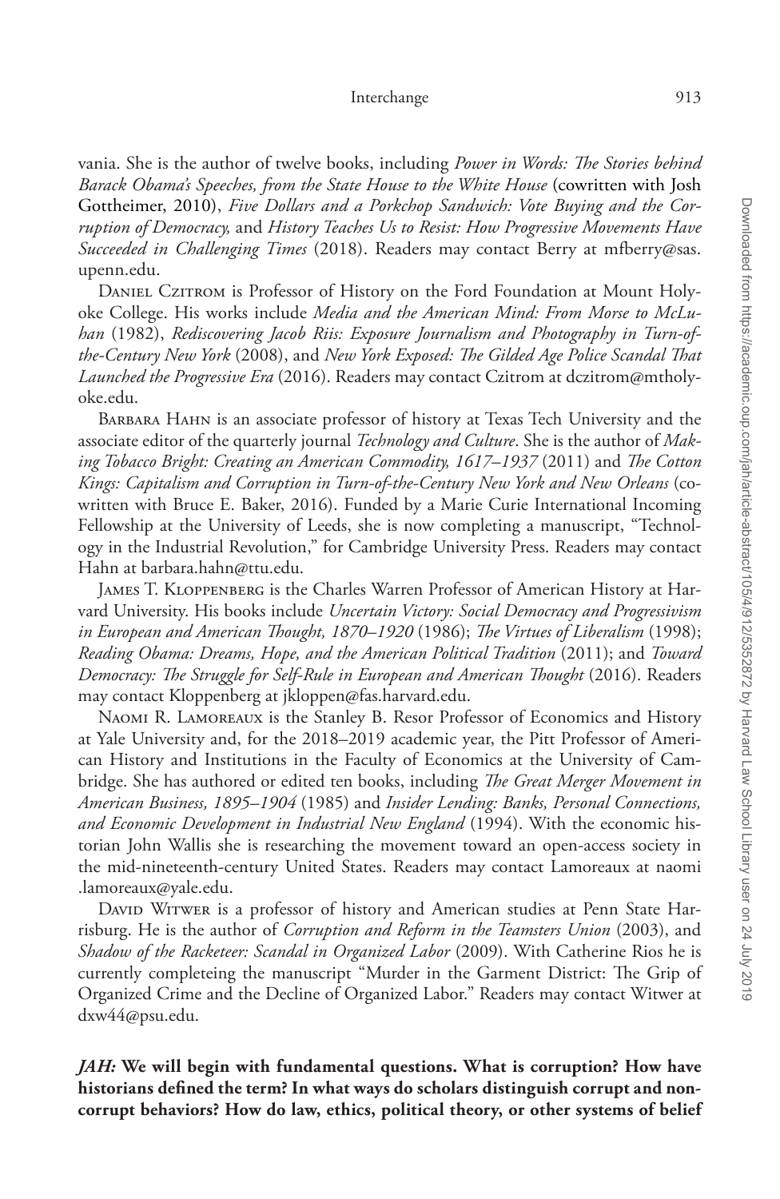vania. She is the author of twelve books, including *Power in Words: The Stories behind Barack Obama's Speeches, from the State House to the White House* (cowritten with Josh Gottheimer, 2010), *Five Dollars and a Porkchop Sandwich: Vote Buying and the Corruption of Democracy,* and *History Teaches Us to Resist: How Progressive Movements Have Succeeded in Challenging Times* (2018). Readers may contact Berry at mfberry@sas.upenn.edu.

Daniel Czitrom is Professor of History on the Ford Foundation at Mount Holyoke College. His works include *Media and the American Mind: From Morse to McLuhan* (1982), *Rediscovering Jacob Riis: Exposure Journalism and Photography in Turn-of-the-Century New York* (2008), and *New York Exposed: The Gilded Age Police Scandal That Launched the Progressive Era* (2016). Readers may contact Czitrom at dczitrom@mtholyoke.edu.

Barbara Hahn is an associate professor of history at Texas Tech University and the associate editor of the quarterly journal *Technology and Culture*. She is the author of *Making Tobacco Bright: Creating an American Commodity, 1617–1937* (2011) and *The Cotton Kings: Capitalism and Corruption in Turn-of-the-Century New York and New Orleans* (cowritten with Bruce E. Baker, 2016). Funded by a Marie Curie International Incoming Fellowship at the University of Leeds, she is now completing a manuscript, "Technology in the Industrial Revolution," for Cambridge University Press. Readers may contact Hahn at barbara.hahn@ttu.edu.

James T. Kloppenberg is the Charles Warren Professor of American History at Harvard University. His books include *Uncertain Victory: Social Democracy and Progressivism in European and American Thought, 1870–1920* (1986); *The Virtues of Liberalism* (1998); *Reading Obama: Dreams, Hope, and the American Political Tradition* (2011); and *Toward Democracy: The Struggle for Self-Rule in European and American Thought* (2016). Readers may contact Kloppenberg at jkloppen@fas.harvard.edu.

Naomi R. Lamoreaux is the Stanley B. Resor Professor of Economics and History at Yale University and, for the 2018–2019 academic year, the Pitt Professor of American History and Institutions in the Faculty of Economics at the University of Cambridge. She has authored or edited ten books, including *The Great Merger Movement in American Business, 1895–1904* (1985) and *Insider Lending: Banks, Personal Connections, and Economic Development in Industrial New England* (1994). With the economic historian John Wallis she is researching the movement toward an open-access society in the mid-nineteenth-century United States. Readers may contact Lamoreaux at naomi.lamoreaux@yale.edu.

David Witwer is a professor of history and American studies at Penn State Harrisburg. He is the author of *Corruption and Reform in the Teamsters Union* (2003), and *Shadow of the Racketeer: Scandal in Organized Labor* (2009). With Catherine Rios he is currently completeing the manuscript "Murder in the Garment District: The Grip of Organized Crime and the Decline of Organized Labor." Readers may contact Witwer at dxw44@psu.edu.

***JAH:* We will begin with fundamental questions. What is corruption? How have historians defined the term? In what ways do scholars distinguish corrupt and noncorrupt behaviors? How do law, ethics, political theory, or other systems of belief**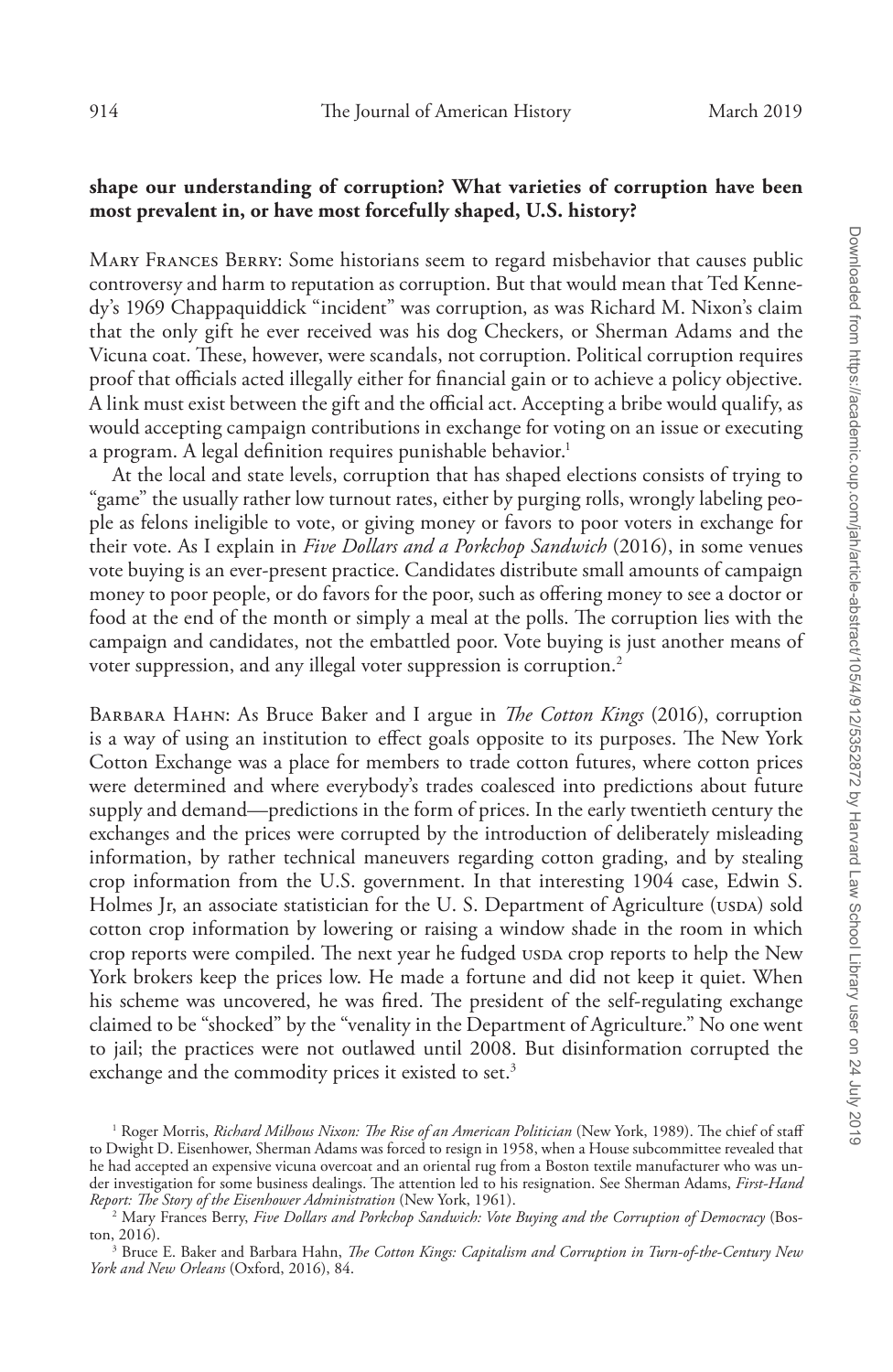**shape our understanding of corruption? What varieties of corruption have been most prevalent in, or have most forcefully shaped, U.S. history?**

Mary Frances Berry: Some historians seem to regard misbehavior that causes public controversy and harm to reputation as corruption. But that would mean that Ted Kennedy's 1969 Chappaquiddick "incident" was corruption, as was Richard M. Nixon's claim that the only gift he ever received was his dog Checkers, or Sherman Adams and the Vicuna coat. These, however, were scandals, not corruption. Political corruption requires proof that officials acted illegally either for financial gain or to achieve a policy objective. A link must exist between the gift and the official act. Accepting a bribe would qualify, as would accepting campaign contributions in exchange for voting on an issue or executing a program. A legal definition requires punishable behavior.[1]

At the local and state levels, corruption that has shaped elections consists of trying to "game" the usually rather low turnout rates, either by purging rolls, wrongly labeling people as felons ineligible to vote, or giving money or favors to poor voters in exchange for their vote. As I explain in *Five Dollars and a Porkchop Sandwich* (2016), in some venues vote buying is an ever-present practice. Candidates distribute small amounts of campaign money to poor people, or do favors for the poor, such as offering money to see a doctor or food at the end of the month or simply a meal at the polls. The corruption lies with the campaign and candidates, not the embattled poor. Vote buying is just another means of voter suppression, and any illegal voter suppression is corruption.[2]

Barbara Hahn: As Bruce Baker and I argue in *The Cotton Kings* (2016), corruption is a way of using an institution to effect goals opposite to its purposes. The New York Cotton Exchange was a place for members to trade cotton futures, where cotton prices were determined and where everybody's trades coalesced into predictions about future supply and demand—predictions in the form of prices. In the early twentieth century the exchanges and the prices were corrupted by the introduction of deliberately misleading information, by rather technical maneuvers regarding cotton grading, and by stealing crop information from the U.S. government. In that interesting 1904 case, Edwin S. Holmes Jr, an associate statistician for the U. S. Department of Agriculture (USDA) sold cotton crop information by lowering or raising a window shade in the room in which crop reports were compiled. The next year he fudged USDA crop reports to help the New York brokers keep the prices low. He made a fortune and did not keep it quiet. When his scheme was uncovered, he was fired. The president of the self-regulating exchange claimed to be "shocked" by the "venality in the Department of Agriculture." No one went to jail; the practices were not outlawed until 2008. But disinformation corrupted the exchange and the commodity prices it existed to set.[3]

[1] Roger Morris, *Richard Milhous Nixon: The Rise of an American Politician* (New York, 1989). The chief of staff to Dwight D. Eisenhower, Sherman Adams was forced to resign in 1958, when a House subcommittee revealed that he had accepted an expensive vicuna overcoat and an oriental rug from a Boston textile manufacturer who was under investigation for some business dealings. The attention led to his resignation. See Sherman Adams, *First-Hand Report: The Story of the Eisenhower Administration* (New York, 1961).

[2] Mary Frances Berry, *Five Dollars and Porkchop Sandwich: Vote Buying and the Corruption of Democracy* (Boston, 2016).

[3] Bruce E. Baker and Barbara Hahn, *The Cotton Kings: Capitalism and Corruption in Turn-of-the-Century New York and New Orleans* (Oxford, 2016), 84.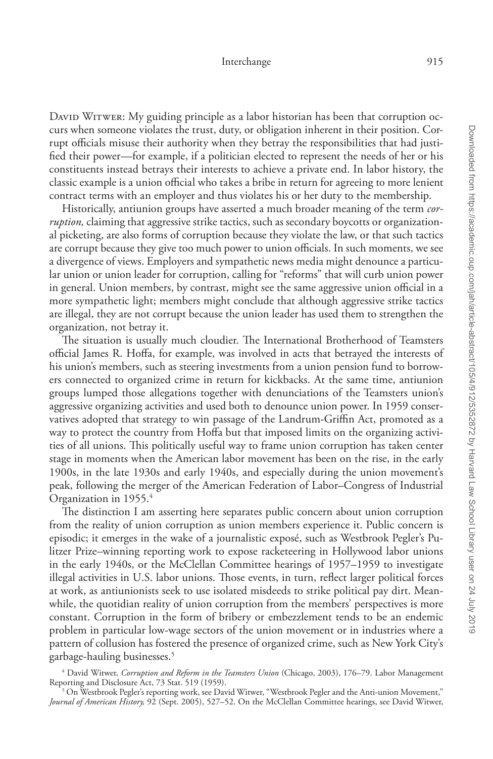David Witwer: My guiding principle as a labor historian has been that corruption occurs when someone violates the trust, duty, or obligation inherent in their position. Corrupt officials misuse their authority when they betray the responsibilities that had justified their power—for example, if a politician elected to represent the needs of her or his constituents instead betrays their interests to achieve a private end. In labor history, the classic example is a union official who takes a bribe in return for agreeing to more lenient contract terms with an employer and thus violates his or her duty to the membership.

Historically, antiunion groups have asserted a much broader meaning of the term *corruption,* claiming that aggressive strike tactics, such as secondary boycotts or organizational picketing, are also forms of corruption because they violate the law, or that such tactics are corrupt because they give too much power to union officials. In such moments, we see a divergence of views. Employers and sympathetic news media might denounce a particular union or union leader for corruption, calling for "reforms" that will curb union power in general. Union members, by contrast, might see the same aggressive union official in a more sympathetic light; members might conclude that although aggressive strike tactics are illegal, they are not corrupt because the union leader has used them to strengthen the organization, not betray it.

The situation is usually much cloudier. The International Brotherhood of Teamsters official James R. Hoffa, for example, was involved in acts that betrayed the interests of his union's members, such as steering investments from a union pension fund to borrowers connected to organized crime in return for kickbacks. At the same time, antiunion groups lumped those allegations together with denunciations of the Teamsters union's aggressive organizing activities and used both to denounce union power. In 1959 conservatives adopted that strategy to win passage of the Landrum-Griffin Act, promoted as a way to protect the country from Hoffa but that imposed limits on the organizing activities of all unions. This politically useful way to frame union corruption has taken center stage in moments when the American labor movement has been on the rise, in the early 1900s, in the late 1930s and early 1940s, and especially during the union movement's peak, following the merger of the American Federation of Labor–Congress of Industrial Organization in 1955.[4]

The distinction I am asserting here separates public concern about union corruption from the reality of union corruption as union members experience it. Public concern is episodic; it emerges in the wake of a journalistic exposé, such as Westbrook Pegler's Pulitzer Prize–winning reporting work to expose racketeering in Hollywood labor unions in the early 1940s, or the McClellan Committee hearings of 1957–1959 to investigate illegal activities in U.S. labor unions. Those events, in turn, reflect larger political forces at work, as antiunionists seek to use isolated misdeeds to strike political pay dirt. Meanwhile, the quotidian reality of union corruption from the members' perspectives is more constant. Corruption in the form of bribery or embezzlement tends to be an endemic problem in particular low-wage sectors of the union movement or in industries where a pattern of collusion has fostered the presence of organized crime, such as New York City's garbage-hauling businesses.[5]

[4] David Witwer, *Corruption and Reform in the Teamsters Union* (Chicago, 2003), 176–79. Labor Management Reporting and Disclosure Act, 73 Stat. 519 (1959).

[5] On Westbrook Pegler's reporting work, see David Witwer, "Westbrook Pegler and the Anti-union Movement," *Journal of American History,* 92 (Sept. 2005), 527–52. On the McClellan Committee hearings, see David Witwer,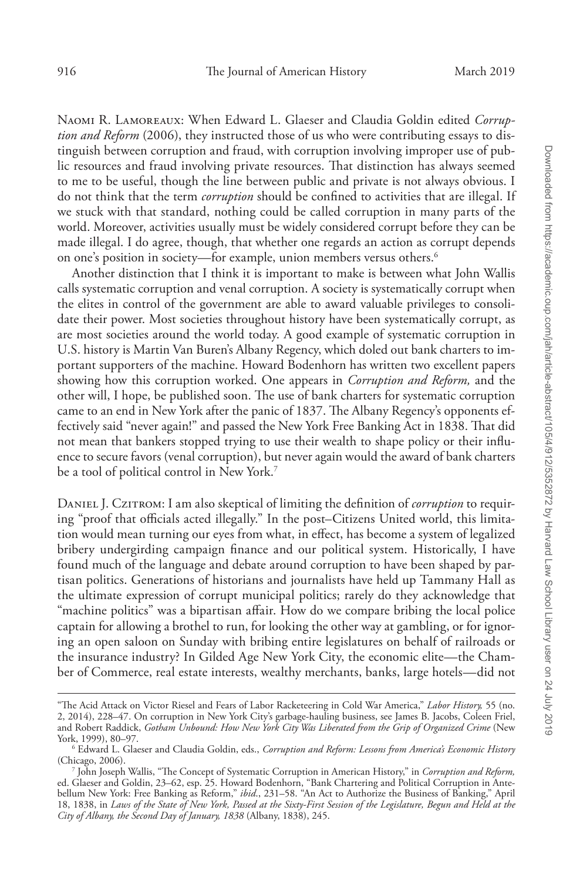Naomi R. Lamoreaux: When Edward L. Glaeser and Claudia Goldin edited *Corruption and Reform* (2006), they instructed those of us who were contributing essays to distinguish between corruption and fraud, with corruption involving improper use of public resources and fraud involving private resources. That distinction has always seemed to me to be useful, though the line between public and private is not always obvious. I do not think that the term *corruption* should be confined to activities that are illegal. If we stuck with that standard, nothing could be called corruption in many parts of the world. Moreover, activities usually must be widely considered corrupt before they can be made illegal. I do agree, though, that whether one regards an action as corrupt depends on one's position in society—for example, union members versus others.[6]

Another distinction that I think it is important to make is between what John Wallis calls systematic corruption and venal corruption. A society is systematically corrupt when the elites in control of the government are able to award valuable privileges to consolidate their power. Most societies throughout history have been systematically corrupt, as are most societies around the world today. A good example of systematic corruption in U.S. history is Martin Van Buren's Albany Regency, which doled out bank charters to important supporters of the machine. Howard Bodenhorn has written two excellent papers showing how this corruption worked. One appears in *Corruption and Reform,* and the other will, I hope, be published soon. The use of bank charters for systematic corruption came to an end in New York after the panic of 1837. The Albany Regency's opponents effectively said "never again!" and passed the New York Free Banking Act in 1838. That did not mean that bankers stopped trying to use their wealth to shape policy or their influence to secure favors (venal corruption), but never again would the award of bank charters be a tool of political control in New York.[7]

Daniel J. Czitrom: I am also skeptical of limiting the definition of *corruption* to requiring "proof that officials acted illegally." In the post–Citizens United world, this limitation would mean turning our eyes from what, in effect, has become a system of legalized bribery undergirding campaign finance and our political system. Historically, I have found much of the language and debate around corruption to have been shaped by partisan politics. Generations of historians and journalists have held up Tammany Hall as the ultimate expression of corrupt municipal politics; rarely do they acknowledge that "machine politics" was a bipartisan affair. How do we compare bribing the local police captain for allowing a brothel to run, for looking the other way at gambling, or for ignoring an open saloon on Sunday with bribing entire legislatures on behalf of railroads or the insurance industry? In Gilded Age New York City, the economic elite—the Chamber of Commerce, real estate interests, wealthy merchants, banks, large hotels—did not

---

"The Acid Attack on Victor Riesel and Fears of Labor Racketeering in Cold War America," *Labor History,* 55 (no. 2, 2014), 228–47. On corruption in New York City's garbage-hauling business, see James B. Jacobs, Coleen Friel, and Robert Raddick, *Gotham Unbound: How New York City Was Liberated from the Grip of Organized Crime* (New York, 1999), 80–97.

[6] Edward L. Glaeser and Claudia Goldin, eds., *Corruption and Reform: Lessons from America's Economic History* (Chicago, 2006).

[7] John Joseph Wallis, "The Concept of Systematic Corruption in American History," in *Corruption and Reform,* ed. Glaeser and Goldin, 23–62, esp. 25. Howard Bodenhorn, "Bank Chartering and Political Corruption in Antebellum New York: Free Banking as Reform," *ibid.*, 231–58. "An Act to Authorize the Business of Banking," April 18, 1838, in *Laws of the State of New York, Passed at the Sixty-First Session of the Legislature, Begun and Held at the City of Albany, the Second Day of January, 1838* (Albany, 1838), 245.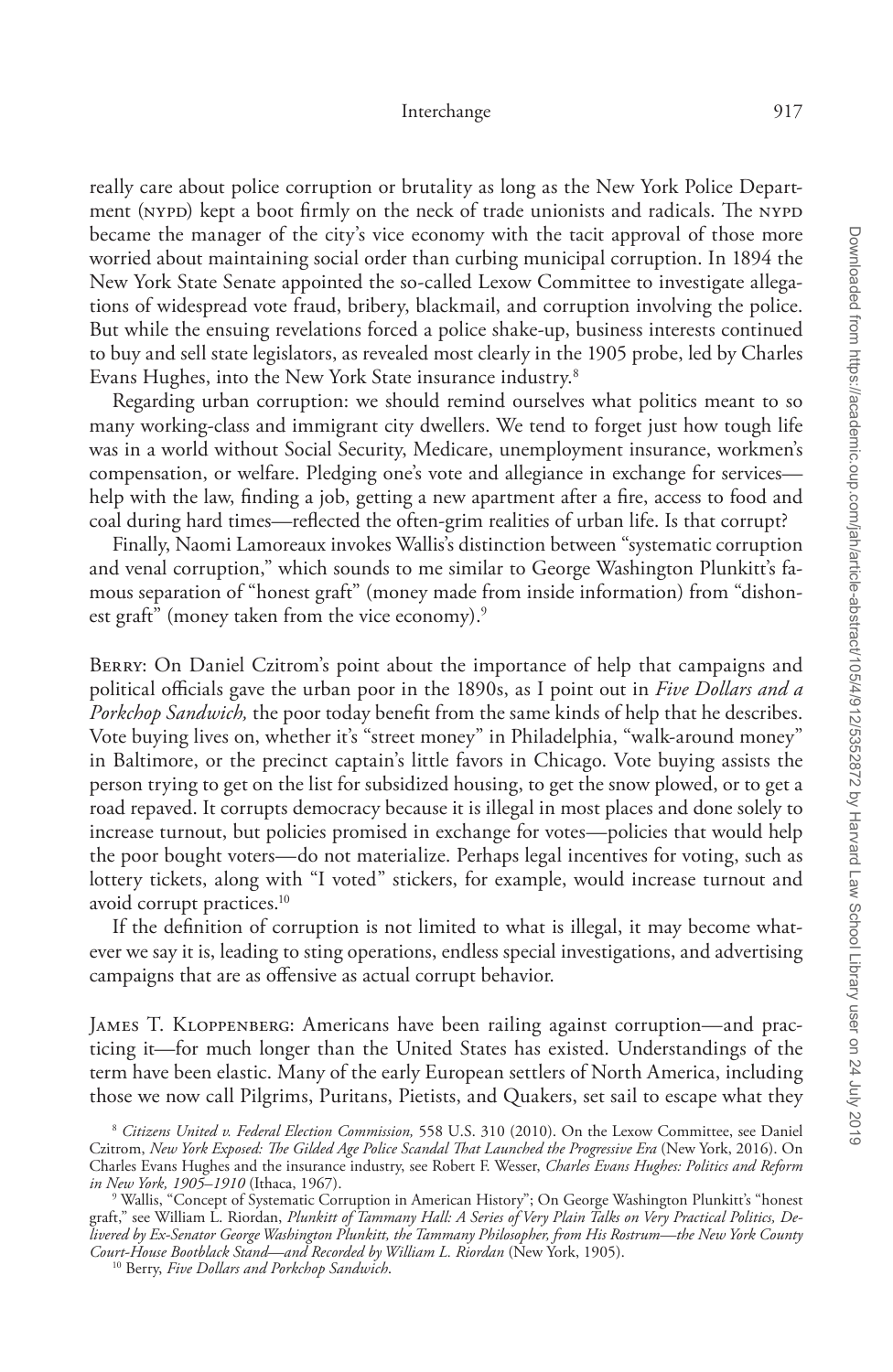really care about police corruption or brutality as long as the New York Police Department (NYPD) kept a boot firmly on the neck of trade unionists and radicals. The NYPD became the manager of the city's vice economy with the tacit approval of those more worried about maintaining social order than curbing municipal corruption. In 1894 the New York State Senate appointed the so-called Lexow Committee to investigate allegations of widespread vote fraud, bribery, blackmail, and corruption involving the police. But while the ensuing revelations forced a police shake-up, business interests continued to buy and sell state legislators, as revealed most clearly in the 1905 probe, led by Charles Evans Hughes, into the New York State insurance industry.[8]

Regarding urban corruption: we should remind ourselves what politics meant to so many working-class and immigrant city dwellers. We tend to forget just how tough life was in a world without Social Security, Medicare, unemployment insurance, workmen's compensation, or welfare. Pledging one's vote and allegiance in exchange for services—help with the law, finding a job, getting a new apartment after a fire, access to food and coal during hard times—reflected the often-grim realities of urban life. Is that corrupt?

Finally, Naomi Lamoreaux invokes Wallis's distinction between "systematic corruption and venal corruption," which sounds to me similar to George Washington Plunkitt's famous separation of "honest graft" (money made from inside information) from "dishonest graft" (money taken from the vice economy).[9]

BERRY: On Daniel Czitrom's point about the importance of help that campaigns and political officials gave the urban poor in the 1890s, as I point out in *Five Dollars and a Porkchop Sandwich,* the poor today benefit from the same kinds of help that he describes. Vote buying lives on, whether it's "street money" in Philadelphia, "walk-around money" in Baltimore, or the precinct captain's little favors in Chicago. Vote buying assists the person trying to get on the list for subsidized housing, to get the snow plowed, or to get a road repaved. It corrupts democracy because it is illegal in most places and done solely to increase turnout, but policies promised in exchange for votes—policies that would help the poor bought voters—do not materialize. Perhaps legal incentives for voting, such as lottery tickets, along with "I voted" stickers, for example, would increase turnout and avoid corrupt practices.[10]

If the definition of corruption is not limited to what is illegal, it may become whatever we say it is, leading to sting operations, endless special investigations, and advertising campaigns that are as offensive as actual corrupt behavior.

JAMES T. KLOPPENBERG: Americans have been railing against corruption—and practicing it—for much longer than the United States has existed. Understandings of the term have been elastic. Many of the early European settlers of North America, including those we now call Pilgrims, Puritans, Pietists, and Quakers, set sail to escape what they

[8] *Citizens United v. Federal Election Commission,* 558 U.S. 310 (2010). On the Lexow Committee, see Daniel Czitrom, *New York Exposed: The Gilded Age Police Scandal That Launched the Progressive Era* (New York, 2016). On Charles Evans Hughes and the insurance industry, see Robert F. Wesser, *Charles Evans Hughes: Politics and Reform in New York, 1905–1910* (Ithaca, 1967).

[9] Wallis, "Concept of Systematic Corruption in American History"; On George Washington Plunkitt's "honest graft," see William L. Riordan, *Plunkitt of Tammany Hall: A Series of Very Plain Talks on Very Practical Politics, Delivered by Ex-Senator George Washington Plunkitt, the Tammany Philosopher, from His Rostrum—the New York County Court-House Bootblack Stand—and Recorded by William L. Riordan* (New York, 1905).

[10] Berry, *Five Dollars and Porkchop Sandwich.*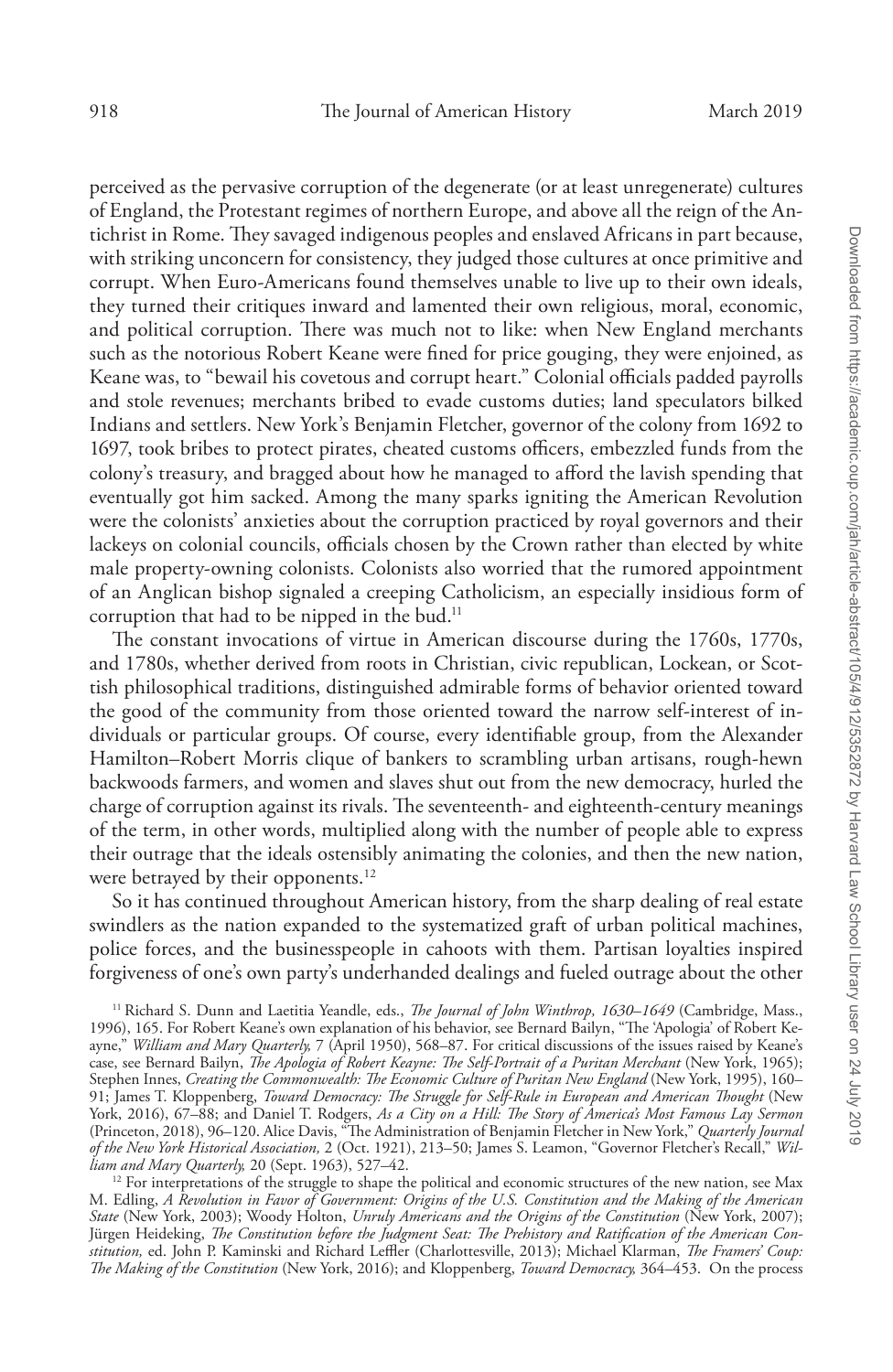perceived as the pervasive corruption of the degenerate (or at least unregenerate) cultures of England, the Protestant regimes of northern Europe, and above all the reign of the Antichrist in Rome. They savaged indigenous peoples and enslaved Africans in part because, with striking unconcern for consistency, they judged those cultures at once primitive and corrupt. When Euro-Americans found themselves unable to live up to their own ideals, they turned their critiques inward and lamented their own religious, moral, economic, and political corruption. There was much not to like: when New England merchants such as the notorious Robert Keane were fined for price gouging, they were enjoined, as Keane was, to "bewail his covetous and corrupt heart." Colonial officials padded payrolls and stole revenues; merchants bribed to evade customs duties; land speculators bilked Indians and settlers. New York's Benjamin Fletcher, governor of the colony from 1692 to 1697, took bribes to protect pirates, cheated customs officers, embezzled funds from the colony's treasury, and bragged about how he managed to afford the lavish spending that eventually got him sacked. Among the many sparks igniting the American Revolution were the colonists' anxieties about the corruption practiced by royal governors and their lackeys on colonial councils, officials chosen by the Crown rather than elected by white male property-owning colonists. Colonists also worried that the rumored appointment of an Anglican bishop signaled a creeping Catholicism, an especially insidious form of corruption that had to be nipped in the bud.[11]

The constant invocations of virtue in American discourse during the 1760s, 1770s, and 1780s, whether derived from roots in Christian, civic republican, Lockean, or Scottish philosophical traditions, distinguished admirable forms of behavior oriented toward the good of the community from those oriented toward the narrow self-interest of individuals or particular groups. Of course, every identifiable group, from the Alexander Hamilton–Robert Morris clique of bankers to scrambling urban artisans, rough-hewn backwoods farmers, and women and slaves shut out from the new democracy, hurled the charge of corruption against its rivals. The seventeenth- and eighteenth-century meanings of the term, in other words, multiplied along with the number of people able to express their outrage that the ideals ostensibly animating the colonies, and then the new nation, were betrayed by their opponents.[12]

So it has continued throughout American history, from the sharp dealing of real estate swindlers as the nation expanded to the systematized graft of urban political machines, police forces, and the businesspeople in cahoots with them. Partisan loyalties inspired forgiveness of one's own party's underhanded dealings and fueled outrage about the other

[11] Richard S. Dunn and Laetitia Yeandle, eds., *The Journal of John Winthrop, 1630–1649* (Cambridge, Mass., 1996), 165. For Robert Keane's own explanation of his behavior, see Bernard Bailyn, "The 'Apologia' of Robert Keayne," *William and Mary Quarterly,* 7 (April 1950), 568–87. For critical discussions of the issues raised by Keane's case, see Bernard Bailyn, *The Apologia of Robert Keayne: The Self-Portrait of a Puritan Merchant* (New York, 1965); Stephen Innes, *Creating the Commonwealth: The Economic Culture of Puritan New England* (New York, 1995), 160–91; James T. Kloppenberg, *Toward Democracy: The Struggle for Self-Rule in European and American Thought* (New York, 2016), 67–88; and Daniel T. Rodgers, *As a City on a Hill: The Story of America's Most Famous Lay Sermon* (Princeton, 2018), 96–120. Alice Davis, "The Administration of Benjamin Fletcher in New York," *Quarterly Journal of the New York Historical Association,* 2 (Oct. 1921), 213–50; James S. Leamon, "Governor Fletcher's Recall," *William and Mary Quarterly,* 20 (Sept. 1963), 527–42.

[12] For interpretations of the struggle to shape the political and economic structures of the new nation, see Max M. Edling, *A Revolution in Favor of Government: Origins of the U.S. Constitution and the Making of the American State* (New York, 2003); Woody Holton, *Unruly Americans and the Origins of the Constitution* (New York, 2007); Jürgen Heideking, *The Constitution before the Judgment Seat: The Prehistory and Ratification of the American Constitution,* ed. John P. Kaminski and Richard Leffler (Charlottesville, 2013); Michael Klarman, *The Framers' Coup: The Making of the Constitution* (New York, 2016); and Kloppenberg, *Toward Democracy,* 364–453. On the process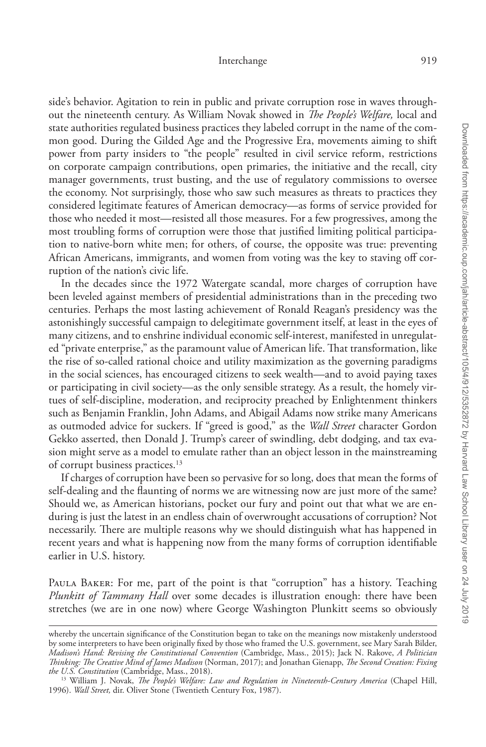side's behavior. Agitation to rein in public and private corruption rose in waves throughout the nineteenth century. As William Novak showed in *The People's Welfare,* local and state authorities regulated business practices they labeled corrupt in the name of the common good. During the Gilded Age and the Progressive Era, movements aiming to shift power from party insiders to "the people" resulted in civil service reform, restrictions on corporate campaign contributions, open primaries, the initiative and the recall, city manager governments, trust busting, and the use of regulatory commissions to oversee the economy. Not surprisingly, those who saw such measures as threats to practices they considered legitimate features of American democracy—as forms of service provided for those who needed it most—resisted all those measures. For a few progressives, among the most troubling forms of corruption were those that justified limiting political participation to native-born white men; for others, of course, the opposite was true: preventing African Americans, immigrants, and women from voting was the key to staving off corruption of the nation's civic life.

In the decades since the 1972 Watergate scandal, more charges of corruption have been leveled against members of presidential administrations than in the preceding two centuries. Perhaps the most lasting achievement of Ronald Reagan's presidency was the astonishingly successful campaign to delegitimate government itself, at least in the eyes of many citizens, and to enshrine individual economic self-interest, manifested in unregulated "private enterprise," as the paramount value of American life. That transformation, like the rise of so-called rational choice and utility maximization as the governing paradigms in the social sciences, has encouraged citizens to seek wealth—and to avoid paying taxes or participating in civil society—as the only sensible strategy. As a result, the homely virtues of self-discipline, moderation, and reciprocity preached by Enlightenment thinkers such as Benjamin Franklin, John Adams, and Abigail Adams now strike many Americans as outmoded advice for suckers. If "greed is good," as the *Wall Street* character Gordon Gekko asserted, then Donald J. Trump's career of swindling, debt dodging, and tax evasion might serve as a model to emulate rather than an object lesson in the mainstreaming of corrupt business practices.[13]

If charges of corruption have been so pervasive for so long, does that mean the forms of self-dealing and the flaunting of norms we are witnessing now are just more of the same? Should we, as American historians, pocket our fury and point out that what we are enduring is just the latest in an endless chain of overwrought accusations of corruption? Not necessarily. There are multiple reasons why we should distinguish what has happened in recent years and what is happening now from the many forms of corruption identifiable earlier in U.S. history.

Paula Baker: For me, part of the point is that "corruption" has a history. Teaching *Plunkitt of Tammany Hall* over some decades is illustration enough: there have been stretches (we are in one now) where George Washington Plunkitt seems so obviously

---

whereby the uncertain significance of the Constitution began to take on the meanings now mistakenly understood by some interpreters to have been originally fixed by those who framed the U.S. government, see Mary Sarah Bilder, *Madison's Hand: Revising the Constitutional Convention* (Cambridge, Mass., 2015); Jack N. Rakove, *A Politician Thinking: The Creative Mind of James Madison* (Norman, 2017); and Jonathan Gienapp, *The Second Creation: Fixing the U.S. Constitution* (Cambridge, Mass., 2018).

[13] William J. Novak, *The People's Welfare: Law and Regulation in Nineteenth-Century America* (Chapel Hill, 1996). *Wall Street,* dir. Oliver Stone (Twentieth Century Fox, 1987).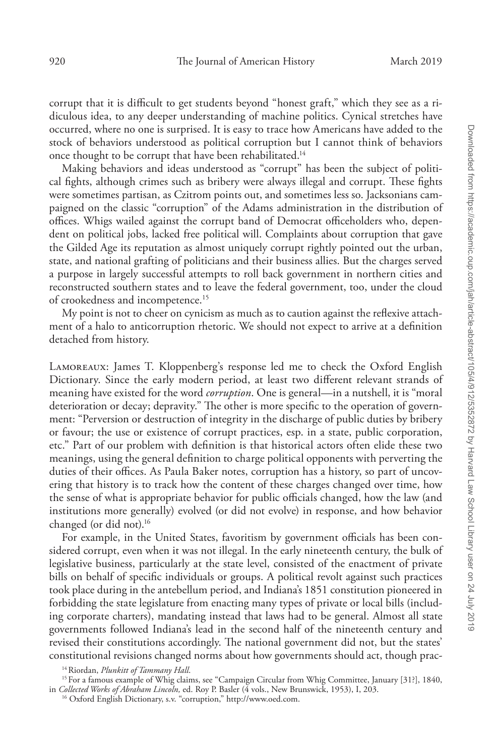corrupt that it is difficult to get students beyond "honest graft," which they see as a ridiculous idea, to any deeper understanding of machine politics. Cynical stretches have occurred, where no one is surprised. It is easy to trace how Americans have added to the stock of behaviors understood as political corruption but I cannot think of behaviors once thought to be corrupt that have been rehabilitated.[14]

Making behaviors and ideas understood as "corrupt" has been the subject of political fights, although crimes such as bribery were always illegal and corrupt. These fights were sometimes partisan, as Czitrom points out, and sometimes less so. Jacksonians campaigned on the classic "corruption" of the Adams administration in the distribution of offices. Whigs wailed against the corrupt band of Democrat officeholders who, dependent on political jobs, lacked free political will. Complaints about corruption that gave the Gilded Age its reputation as almost uniquely corrupt rightly pointed out the urban, state, and national grafting of politicians and their business allies. But the charges served a purpose in largely successful attempts to roll back government in northern cities and reconstructed southern states and to leave the federal government, too, under the cloud of crookedness and incompetence.[15]

My point is not to cheer on cynicism as much as to caution against the reflexive attachment of a halo to anticorruption rhetoric. We should not expect to arrive at a definition detached from history.

LAMOREAUX: James T. Kloppenberg's response led me to check the Oxford English Dictionary. Since the early modern period, at least two different relevant strands of meaning have existed for the word *corruption*. One is general—in a nutshell, it is "moral deterioration or decay; depravity." The other is more specific to the operation of government: "Perversion or destruction of integrity in the discharge of public duties by bribery or favour; the use or existence of corrupt practices, esp. in a state, public corporation, etc." Part of our problem with definition is that historical actors often elide these two meanings, using the general definition to charge political opponents with perverting the duties of their offices. As Paula Baker notes, corruption has a history, so part of uncovering that history is to track how the content of these charges changed over time, how the sense of what is appropriate behavior for public officials changed, how the law (and institutions more generally) evolved (or did not evolve) in response, and how behavior changed (or did not).[16]

For example, in the United States, favoritism by government officials has been considered corrupt, even when it was not illegal. In the early nineteenth century, the bulk of legislative business, particularly at the state level, consisted of the enactment of private bills on behalf of specific individuals or groups. A political revolt against such practices took place during in the antebellum period, and Indiana's 1851 constitution pioneered in forbidding the state legislature from enacting many types of private or local bills (including corporate charters), mandating instead that laws had to be general. Almost all state governments followed Indiana's lead in the second half of the nineteenth century and revised their constitutions accordingly. The national government did not, but the states' constitutional revisions changed norms about how governments should act, though prac-

[14] Riordan, *Plunkitt of Tammany Hall.*

[15] For a famous example of Whig claims, see "Campaign Circular from Whig Committee, January [31?], 1840, in *Collected Works of Abraham Lincoln,* ed. Roy P. Basler (4 vols., New Brunswick, 1953), I, 203.

[16] Oxford English Dictionary, s.v. "corruption," http://www.oed.com.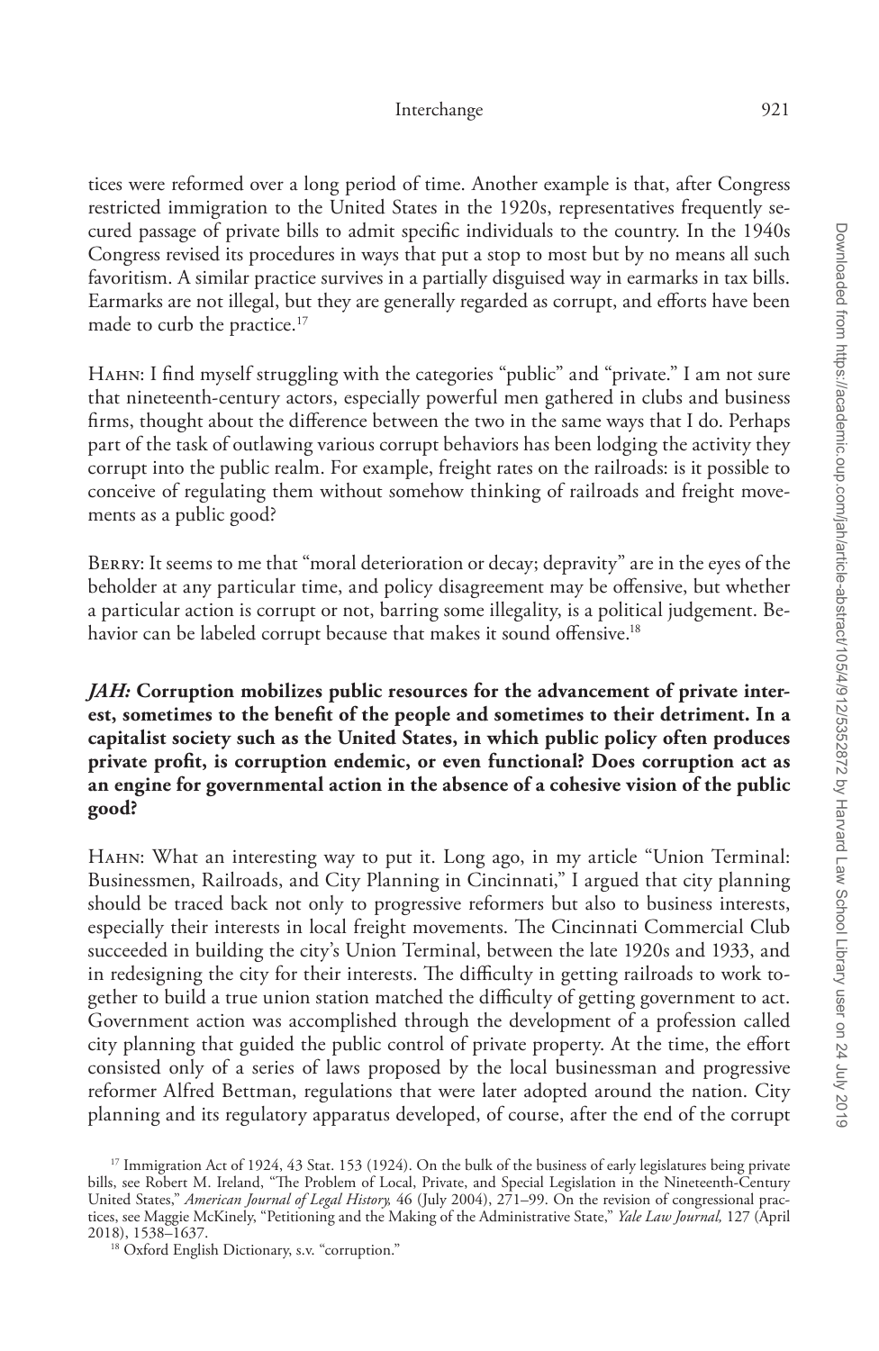tices were reformed over a long period of time. Another example is that, after Congress restricted immigration to the United States in the 1920s, representatives frequently secured passage of private bills to admit specific individuals to the country. In the 1940s Congress revised its procedures in ways that put a stop to most but by no means all such favoritism. A similar practice survives in a partially disguised way in earmarks in tax bills. Earmarks are not illegal, but they are generally regarded as corrupt, and efforts have been made to curb the practice.[17]

HAHN: I find myself struggling with the categories "public" and "private." I am not sure that nineteenth-century actors, especially powerful men gathered in clubs and business firms, thought about the difference between the two in the same ways that I do. Perhaps part of the task of outlawing various corrupt behaviors has been lodging the activity they corrupt into the public realm. For example, freight rates on the railroads: is it possible to conceive of regulating them without somehow thinking of railroads and freight movements as a public good?

BERRY: It seems to me that "moral deterioration or decay; depravity" are in the eyes of the beholder at any particular time, and policy disagreement may be offensive, but whether a particular action is corrupt or not, barring some illegality, is a political judgement. Behavior can be labeled corrupt because that makes it sound offensive.[18]

***JAH:* Corruption mobilizes public resources for the advancement of private interest, sometimes to the benefit of the people and sometimes to their detriment. In a capitalist society such as the United States, in which public policy often produces private profit, is corruption endemic, or even functional? Does corruption act as an engine for governmental action in the absence of a cohesive vision of the public good?**

HAHN: What an interesting way to put it. Long ago, in my article "Union Terminal: Businessmen, Railroads, and City Planning in Cincinnati," I argued that city planning should be traced back not only to progressive reformers but also to business interests, especially their interests in local freight movements. The Cincinnati Commercial Club succeeded in building the city's Union Terminal, between the late 1920s and 1933, and in redesigning the city for their interests. The difficulty in getting railroads to work together to build a true union station matched the difficulty of getting government to act. Government action was accomplished through the development of a profession called city planning that guided the public control of private property. At the time, the effort consisted only of a series of laws proposed by the local businessman and progressive reformer Alfred Bettman, regulations that were later adopted around the nation. City planning and its regulatory apparatus developed, of course, after the end of the corrupt

[17] Immigration Act of 1924, 43 Stat. 153 (1924). On the bulk of the business of early legislatures being private bills, see Robert M. Ireland, "The Problem of Local, Private, and Special Legislation in the Nineteenth-Century United States," *American Journal of Legal History,* 46 (July 2004), 271–99. On the revision of congressional practices, see Maggie McKinely, "Petitioning and the Making of the Administrative State," *Yale Law Journal,* 127 (April 2018), 1538–1637.

[18] Oxford English Dictionary, s.v. "corruption."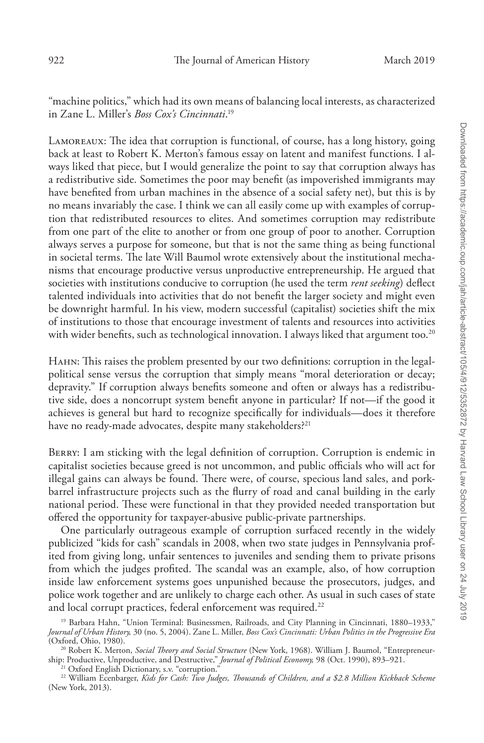"machine politics," which had its own means of balancing local interests, as characterized in Zane L. Miller's *Boss Cox's Cincinnati*.[19]

Lamoreaux: The idea that corruption is functional, of course, has a long history, going back at least to Robert K. Merton's famous essay on latent and manifest functions. I always liked that piece, but I would generalize the point to say that corruption always has a redistributive side. Sometimes the poor may benefit (as impoverished immigrants may have benefited from urban machines in the absence of a social safety net), but this is by no means invariably the case. I think we can all easily come up with examples of corruption that redistributed resources to elites. And sometimes corruption may redistribute from one part of the elite to another or from one group of poor to another. Corruption always serves a purpose for someone, but that is not the same thing as being functional in societal terms. The late Will Baumol wrote extensively about the institutional mechanisms that encourage productive versus unproductive entrepreneurship. He argued that societies with institutions conducive to corruption (he used the term *rent seeking*) deflect talented individuals into activities that do not benefit the larger society and might even be downright harmful. In his view, modern successful (capitalist) societies shift the mix of institutions to those that encourage investment of talents and resources into activities with wider benefits, such as technological innovation. I always liked that argument too.[20]

Hahn: This raises the problem presented by our two definitions: corruption in the legal-political sense versus the corruption that simply means "moral deterioration or decay; depravity." If corruption always benefits someone and often or always has a redistributive side, does a noncorrupt system benefit anyone in particular? If not—if the good it achieves is general but hard to recognize specifically for individuals—does it therefore have no ready-made advocates, despite many stakeholders?[21]

Berry: I am sticking with the legal definition of corruption. Corruption is endemic in capitalist societies because greed is not uncommon, and public officials who will act for illegal gains can always be found. There were, of course, specious land sales, and pork-barrel infrastructure projects such as the flurry of road and canal building in the early national period. These were functional in that they provided needed transportation but offered the opportunity for taxpayer-abusive public-private partnerships.

One particularly outrageous example of corruption surfaced recently in the widely publicized "kids for cash" scandals in 2008, when two state judges in Pennsylvania profited from giving long, unfair sentences to juveniles and sending them to private prisons from which the judges profited. The scandal was an example, also, of how corruption inside law enforcement systems goes unpunished because the prosecutors, judges, and police work together and are unlikely to charge each other. As usual in such cases of state and local corrupt practices, federal enforcement was required.[22]

[19] Barbara Hahn, "Union Terminal: Businessmen, Railroads, and City Planning in Cincinnati, 1880–1933," *Journal of Urban History,* 30 (no. 5, 2004). Zane L. Miller, *Boss Cox's Cincinnati: Urban Politics in the Progressive Era* (Oxford, Ohio, 1980).

[20] Robert K. Merton, *Social Theory and Social Structure* (New York, 1968). William J. Baumol, "Entrepreneurship: Productive, Unproductive, and Destructive," *Journal of Political Economy,* 98 (Oct. 1990), 893–921.

[21] Oxford English Dictionary, s.v. "corruption."

[22] William Ecenbarger, *Kids for Cash: Two Judges, Thousands of Children, and a $2.8 Million Kickback Scheme* (New York, 2013).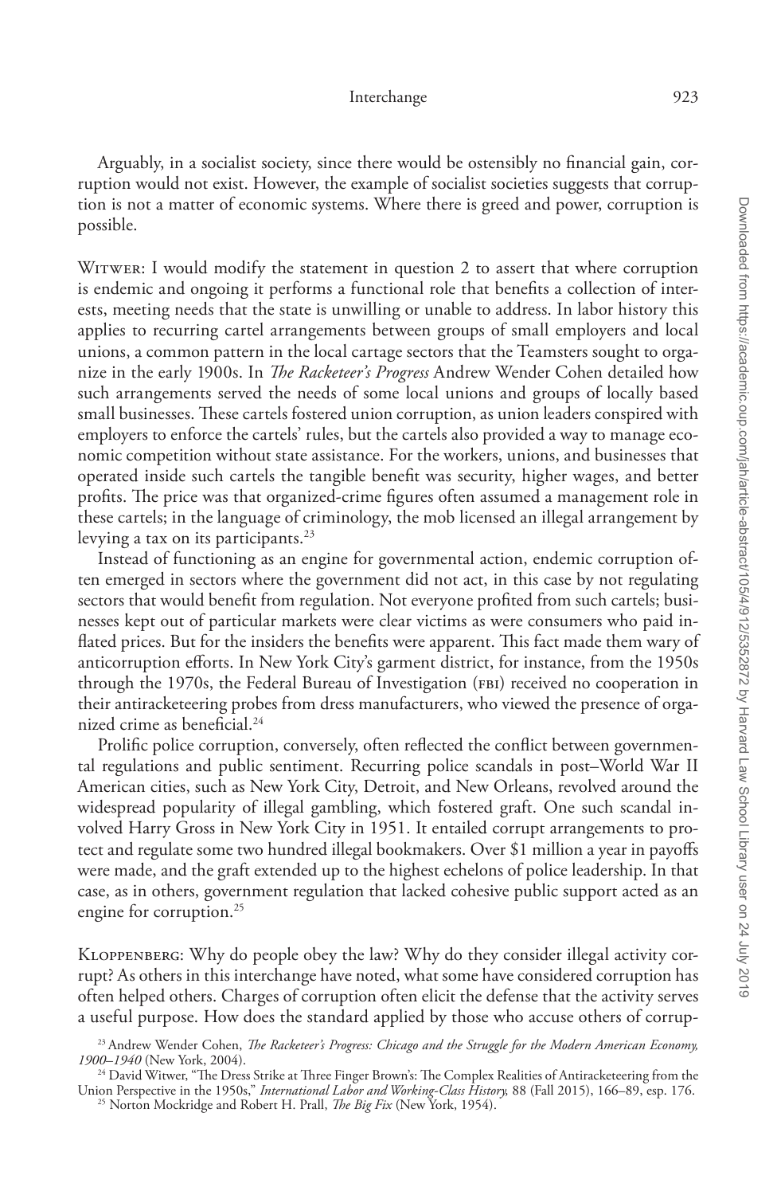Arguably, in a socialist society, since there would be ostensibly no financial gain, corruption would not exist. However, the example of socialist societies suggests that corruption is not a matter of economic systems. Where there is greed and power, corruption is possible.

Witwer: I would modify the statement in question 2 to assert that where corruption is endemic and ongoing it performs a functional role that benefits a collection of interests, meeting needs that the state is unwilling or unable to address. In labor history this applies to recurring cartel arrangements between groups of small employers and local unions, a common pattern in the local cartage sectors that the Teamsters sought to organize in the early 1900s. In *The Racketeer's Progress* Andrew Wender Cohen detailed how such arrangements served the needs of some local unions and groups of locally based small businesses. These cartels fostered union corruption, as union leaders conspired with employers to enforce the cartels' rules, but the cartels also provided a way to manage economic competition without state assistance. For the workers, unions, and businesses that operated inside such cartels the tangible benefit was security, higher wages, and better profits. The price was that organized-crime figures often assumed a management role in these cartels; in the language of criminology, the mob licensed an illegal arrangement by levying a tax on its participants.[23]

Instead of functioning as an engine for governmental action, endemic corruption often emerged in sectors where the government did not act, in this case by not regulating sectors that would benefit from regulation. Not everyone profited from such cartels; businesses kept out of particular markets were clear victims as were consumers who paid inflated prices. But for the insiders the benefits were apparent. This fact made them wary of anticorruption efforts. In New York City's garment district, for instance, from the 1950s through the 1970s, the Federal Bureau of Investigation (FBI) received no cooperation in their antiracketeering probes from dress manufacturers, who viewed the presence of organized crime as beneficial.[24]

Prolific police corruption, conversely, often reflected the conflict between governmental regulations and public sentiment. Recurring police scandals in post–World War II American cities, such as New York City, Detroit, and New Orleans, revolved around the widespread popularity of illegal gambling, which fostered graft. One such scandal involved Harry Gross in New York City in 1951. It entailed corrupt arrangements to protect and regulate some two hundred illegal bookmakers. Over $1 million a year in payoffs were made, and the graft extended up to the highest echelons of police leadership. In that case, as in others, government regulation that lacked cohesive public support acted as an engine for corruption.[25]

Kloppenberg: Why do people obey the law? Why do they consider illegal activity corrupt? As others in this interchange have noted, what some have considered corruption has often helped others. Charges of corruption often elicit the defense that the activity serves a useful purpose. How does the standard applied by those who accuse others of corrup-

---

[23] Andrew Wender Cohen, *The Racketeer's Progress: Chicago and the Struggle for the Modern American Economy, 1900–1940* (New York, 2004).

[24] David Witwer, "The Dress Strike at Three Finger Brown's: The Complex Realities of Antiracketeering from the Union Perspective in the 1950s," *International Labor and Working-Class History,* 88 (Fall 2015), 166–89, esp. 176.

[25] Norton Mockridge and Robert H. Prall, *The Big Fix* (New York, 1954).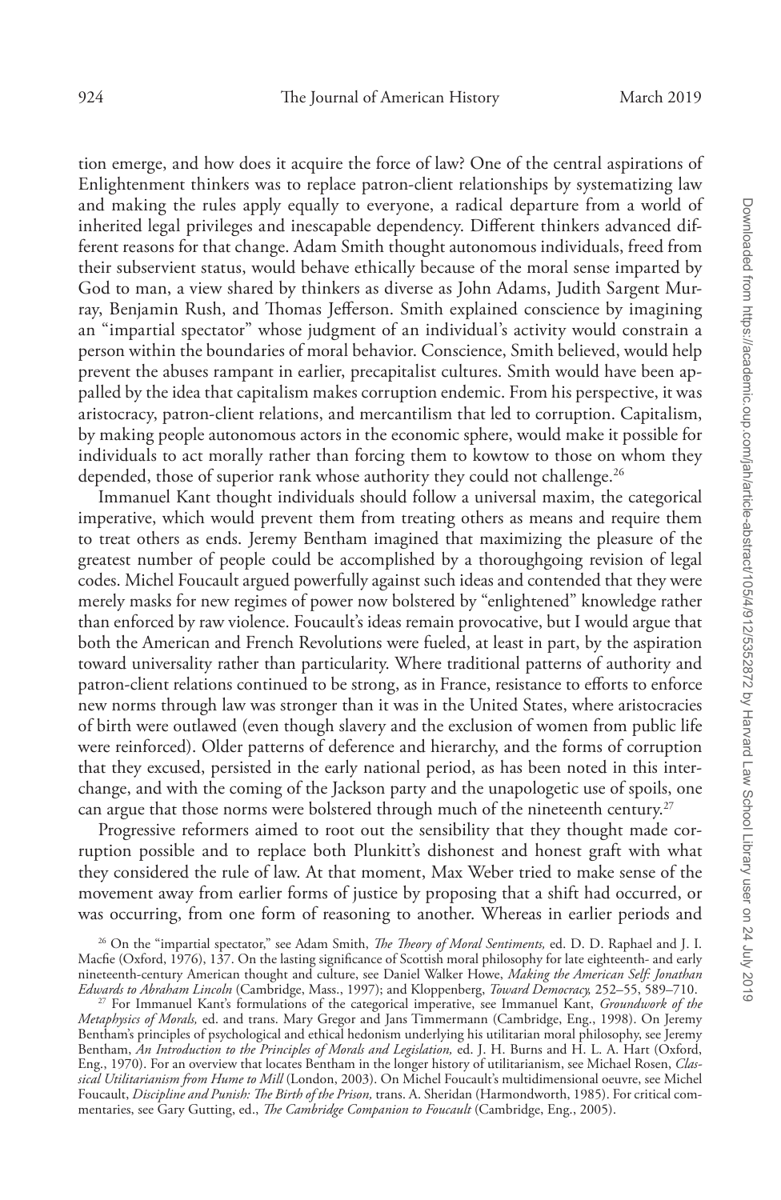tion emerge, and how does it acquire the force of law? One of the central aspirations of Enlightenment thinkers was to replace patron-client relationships by systematizing law and making the rules apply equally to everyone, a radical departure from a world of inherited legal privileges and inescapable dependency. Different thinkers advanced different reasons for that change. Adam Smith thought autonomous individuals, freed from their subservient status, would behave ethically because of the moral sense imparted by God to man, a view shared by thinkers as diverse as John Adams, Judith Sargent Murray, Benjamin Rush, and Thomas Jefferson. Smith explained conscience by imagining an "impartial spectator" whose judgment of an individual's activity would constrain a person within the boundaries of moral behavior. Conscience, Smith believed, would help prevent the abuses rampant in earlier, precapitalist cultures. Smith would have been appalled by the idea that capitalism makes corruption endemic. From his perspective, it was aristocracy, patron-client relations, and mercantilism that led to corruption. Capitalism, by making people autonomous actors in the economic sphere, would make it possible for individuals to act morally rather than forcing them to kowtow to those on whom they depended, those of superior rank whose authority they could not challenge.[26]

Immanuel Kant thought individuals should follow a universal maxim, the categorical imperative, which would prevent them from treating others as means and require them to treat others as ends. Jeremy Bentham imagined that maximizing the pleasure of the greatest number of people could be accomplished by a thoroughgoing revision of legal codes. Michel Foucault argued powerfully against such ideas and contended that they were merely masks for new regimes of power now bolstered by "enlightened" knowledge rather than enforced by raw violence. Foucault's ideas remain provocative, but I would argue that both the American and French Revolutions were fueled, at least in part, by the aspiration toward universality rather than particularity. Where traditional patterns of authority and patron-client relations continued to be strong, as in France, resistance to efforts to enforce new norms through law was stronger than it was in the United States, where aristocracies of birth were outlawed (even though slavery and the exclusion of women from public life were reinforced). Older patterns of deference and hierarchy, and the forms of corruption that they excused, persisted in the early national period, as has been noted in this interchange, and with the coming of the Jackson party and the unapologetic use of spoils, one can argue that those norms were bolstered through much of the nineteenth century.[27]

Progressive reformers aimed to root out the sensibility that they thought made corruption possible and to replace both Plunkitt's dishonest and honest graft with what they considered the rule of law. At that moment, Max Weber tried to make sense of the movement away from earlier forms of justice by proposing that a shift had occurred, or was occurring, from one form of reasoning to another. Whereas in earlier periods and

[26] On the "impartial spectator," see Adam Smith, *The Theory of Moral Sentiments,* ed. D. D. Raphael and J. I. Macfie (Oxford, 1976), 137. On the lasting significance of Scottish moral philosophy for late eighteenth- and early nineteenth-century American thought and culture, see Daniel Walker Howe, *Making the American Self: Jonathan Edwards to Abraham Lincoln* (Cambridge, Mass., 1997); and Kloppenberg, *Toward Democracy,* 252–55, 589–710.

[27] For Immanuel Kant's formulations of the categorical imperative, see Immanuel Kant, *Groundwork of the Metaphysics of Morals,* ed. and trans. Mary Gregor and Jans Timmermann (Cambridge, Eng., 1998). On Jeremy Bentham's principles of psychological and ethical hedonism underlying his utilitarian moral philosophy, see Jeremy Bentham, *An Introduction to the Principles of Morals and Legislation,* ed. J. H. Burns and H. L. A. Hart (Oxford, Eng., 1970). For an overview that locates Bentham in the longer history of utilitarianism, see Michael Rosen, *Classical Utilitarianism from Hume to Mill* (London, 2003). On Michel Foucault's multidimensional oeuvre, see Michel Foucault, *Discipline and Punish: The Birth of the Prison,* trans. A. Sheridan (Harmondworth, 1985). For critical commentaries, see Gary Gutting, ed., *The Cambridge Companion to Foucault* (Cambridge, Eng., 2005).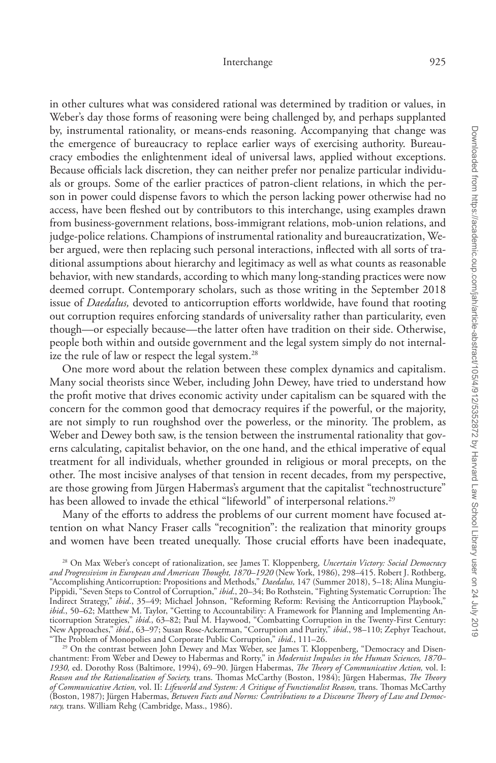in other cultures what was considered rational was determined by tradition or values, in Weber's day those forms of reasoning were being challenged by, and perhaps supplanted by, instrumental rationality, or means-ends reasoning. Accompanying that change was the emergence of bureaucracy to replace earlier ways of exercising authority. Bureaucracy embodies the enlightenment ideal of universal laws, applied without exceptions. Because officials lack discretion, they can neither prefer nor penalize particular individuals or groups. Some of the earlier practices of patron-client relations, in which the person in power could dispense favors to which the person lacking power otherwise had no access, have been fleshed out by contributors to this interchange, using examples drawn from business-government relations, boss-immigrant relations, mob-union relations, and judge-police relations. Champions of instrumental rationality and bureaucratization, Weber argued, were then replacing such personal interactions, inflected with all sorts of traditional assumptions about hierarchy and legitimacy as well as what counts as reasonable behavior, with new standards, according to which many long-standing practices were now deemed corrupt. Contemporary scholars, such as those writing in the September 2018 issue of *Daedalus,* devoted to anticorruption efforts worldwide, have found that rooting out corruption requires enforcing standards of universality rather than particularity, even though—or especially because—the latter often have tradition on their side. Otherwise, people both within and outside government and the legal system simply do not internalize the rule of law or respect the legal system.[28]

One more word about the relation between these complex dynamics and capitalism. Many social theorists since Weber, including John Dewey, have tried to understand how the profit motive that drives economic activity under capitalism can be squared with the concern for the common good that democracy requires if the powerful, or the majority, are not simply to run roughshod over the powerless, or the minority. The problem, as Weber and Dewey both saw, is the tension between the instrumental rationality that governs calculating, capitalist behavior, on the one hand, and the ethical imperative of equal treatment for all individuals, whether grounded in religious or moral precepts, on the other. The most incisive analyses of that tension in recent decades, from my perspective, are those growing from Jürgen Habermas's argument that the capitalist "technostructure" has been allowed to invade the ethical "lifeworld" of interpersonal relations.[29]

Many of the efforts to address the problems of our current moment have focused attention on what Nancy Fraser calls "recognition": the realization that minority groups and women have been treated unequally. Those crucial efforts have been inadequate,

[28] On Max Weber's concept of rationalization, see James T. Kloppenberg, *Uncertain Victory: Social Democracy and Progressivism in European and American Thought, 1870–1920* (New York, 1986), 298–415. Robert J. Rothberg, "Accomplishing Anticorruption: Propositions and Methods," *Daedalus,* 147 (Summer 2018), 5–18; Alina Mungiu-Pippidi, "Seven Steps to Control of Corruption," *ibid*., 20–34; Bo Rothstein, "Fighting Systematic Corruption: The Indirect Strategy," *ibid*., 35–49; Michael Johnson, "Reforming Reform: Revising the Anticorruption Playbook," *ibid*., 50–62; Matthew M. Taylor, "Getting to Accountability: A Framework for Planning and Implementing Anticorruption Strategies," *ibid*., 63–82; Paul M. Haywood, "Combatting Corruption in the Twenty-First Century: New Approaches," *ibid*., 63–97; Susan Rose-Ackerman, "Corruption and Purity," *ibid*., 98–110; Zephyr Teachout, "The Problem of Monopolies and Corporate Public Corruption," *ibid*., 111–26.

[29] On the contrast between John Dewey and Max Weber, see James T. Kloppenberg, "Democracy and Disenchantment: From Weber and Dewey to Habermas and Rorty," in *Modernist Impulses in the Human Sciences, 1870–1930,* ed. Dorothy Ross (Baltimore, 1994), 69–90. Jürgen Habermas, *The Theory of Communicative Action,* vol. I: *Reason and the Rationalization of Society,* trans. Thomas McCarthy (Boston, 1984); Jürgen Habermas, *The Theory of Communicative Action,* vol. II: *Lifeworld and System: A Critique of Functionalist Reason,* trans. Thomas McCarthy (Boston, 1987); Jürgen Habermas, *Between Facts and Norms: Contributions to a Discourse Theory of Law and Democracy,* trans. William Rehg (Cambridge, Mass., 1986).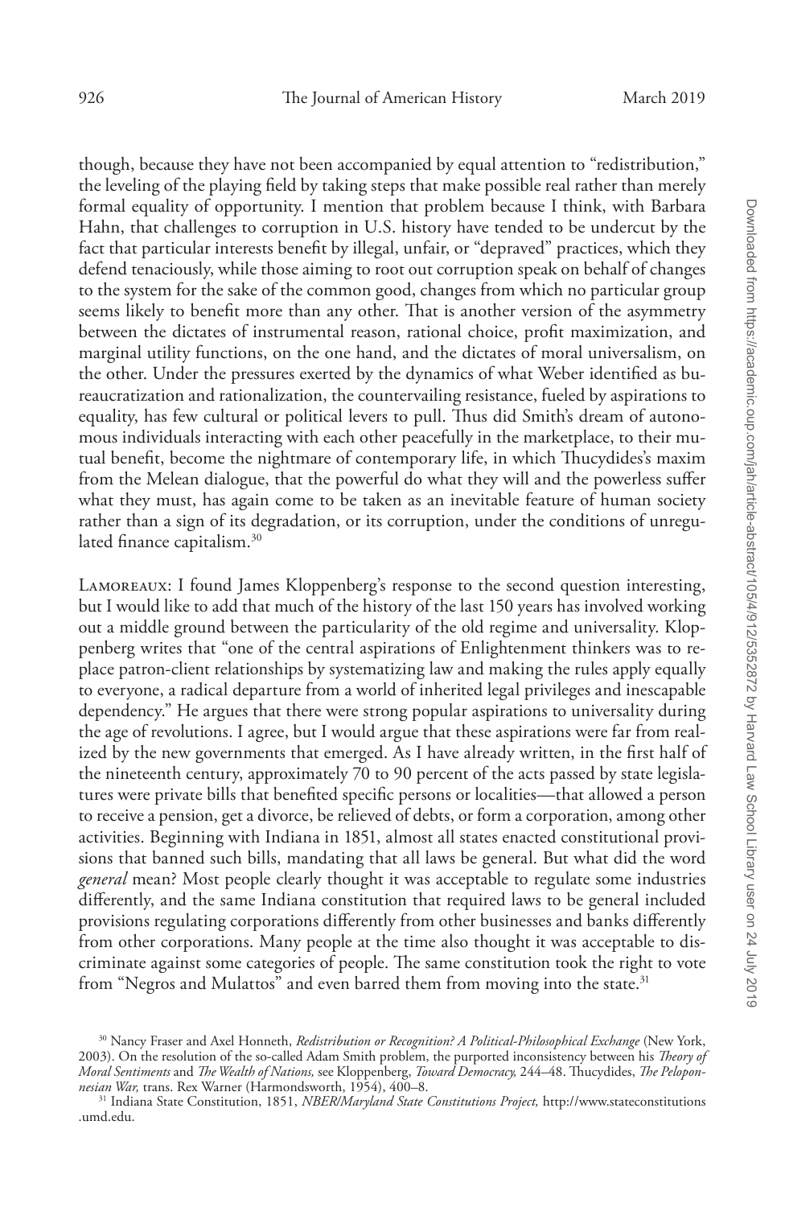though, because they have not been accompanied by equal attention to "redistribution," the leveling of the playing field by taking steps that make possible real rather than merely formal equality of opportunity. I mention that problem because I think, with Barbara Hahn, that challenges to corruption in U.S. history have tended to be undercut by the fact that particular interests benefit by illegal, unfair, or "depraved" practices, which they defend tenaciously, while those aiming to root out corruption speak on behalf of changes to the system for the sake of the common good, changes from which no particular group seems likely to benefit more than any other. That is another version of the asymmetry between the dictates of instrumental reason, rational choice, profit maximization, and marginal utility functions, on the one hand, and the dictates of moral universalism, on the other. Under the pressures exerted by the dynamics of what Weber identified as bureaucratization and rationalization, the countervailing resistance, fueled by aspirations to equality, has few cultural or political levers to pull. Thus did Smith's dream of autonomous individuals interacting with each other peacefully in the marketplace, to their mutual benefit, become the nightmare of contemporary life, in which Thucydides's maxim from the Melean dialogue, that the powerful do what they will and the powerless suffer what they must, has again come to be taken as an inevitable feature of human society rather than a sign of its degradation, or its corruption, under the conditions of unregulated finance capitalism.[30]

LAMOREAUX: I found James Kloppenberg's response to the second question interesting, but I would like to add that much of the history of the last 150 years has involved working out a middle ground between the particularity of the old regime and universality. Kloppenberg writes that "one of the central aspirations of Enlightenment thinkers was to replace patron-client relationships by systematizing law and making the rules apply equally to everyone, a radical departure from a world of inherited legal privileges and inescapable dependency." He argues that there were strong popular aspirations to universality during the age of revolutions. I agree, but I would argue that these aspirations were far from realized by the new governments that emerged. As I have already written, in the first half of the nineteenth century, approximately 70 to 90 percent of the acts passed by state legislatures were private bills that benefited specific persons or localities—that allowed a person to receive a pension, get a divorce, be relieved of debts, or form a corporation, among other activities. Beginning with Indiana in 1851, almost all states enacted constitutional provisions that banned such bills, mandating that all laws be general. But what did the word *general* mean? Most people clearly thought it was acceptable to regulate some industries differently, and the same Indiana constitution that required laws to be general included provisions regulating corporations differently from other businesses and banks differently from other corporations. Many people at the time also thought it was acceptable to discriminate against some categories of people. The same constitution took the right to vote from "Negros and Mulattos" and even barred them from moving into the state.[31]

[30] Nancy Fraser and Axel Honneth, *Redistribution or Recognition? A Political-Philosophical Exchange* (New York, 2003). On the resolution of the so-called Adam Smith problem, the purported inconsistency between his *Theory of Moral Sentiments* and *The Wealth of Nations,* see Kloppenberg, *Toward Democracy,* 244–48. Thucydides, *The Peloponnesian War,* trans. Rex Warner (Harmondsworth, 1954), 400–8.

[31] Indiana State Constitution, 1851, *NBER/Maryland State Constitutions Project,* http://www.stateconstitutions.umd.edu.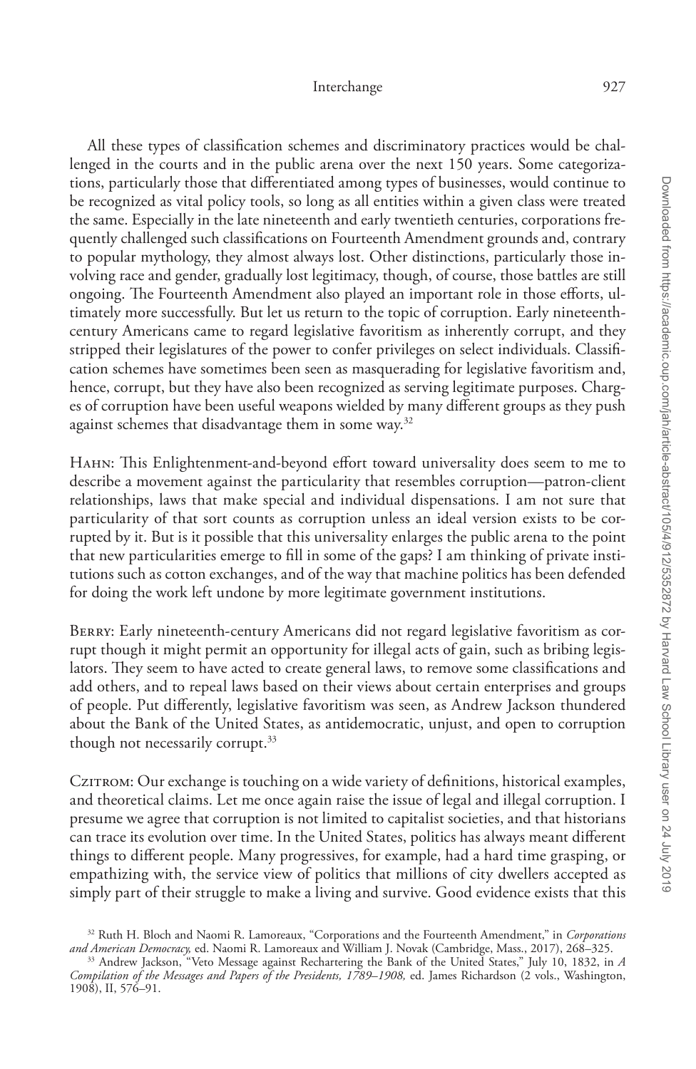All these types of classification schemes and discriminatory practices would be challenged in the courts and in the public arena over the next 150 years. Some categorizations, particularly those that differentiated among types of businesses, would continue to be recognized as vital policy tools, so long as all entities within a given class were treated the same. Especially in the late nineteenth and early twentieth centuries, corporations frequently challenged such classifications on Fourteenth Amendment grounds and, contrary to popular mythology, they almost always lost. Other distinctions, particularly those involving race and gender, gradually lost legitimacy, though, of course, those battles are still ongoing. The Fourteenth Amendment also played an important role in those efforts, ultimately more successfully. But let us return to the topic of corruption. Early nineteenth-century Americans came to regard legislative favoritism as inherently corrupt, and they stripped their legislatures of the power to confer privileges on select individuals. Classification schemes have sometimes been seen as masquerading for legislative favoritism and, hence, corrupt, but they have also been recognized as serving legitimate purposes. Charges of corruption have been useful weapons wielded by many different groups as they push against schemes that disadvantage them in some way.[32]

Hahn: This Enlightenment-and-beyond effort toward universality does seem to me to describe a movement against the particularity that resembles corruption—patron-client relationships, laws that make special and individual dispensations. I am not sure that particularity of that sort counts as corruption unless an ideal version exists to be corrupted by it. But is it possible that this universality enlarges the public arena to the point that new particularities emerge to fill in some of the gaps? I am thinking of private institutions such as cotton exchanges, and of the way that machine politics has been defended for doing the work left undone by more legitimate government institutions.

Berry: Early nineteenth-century Americans did not regard legislative favoritism as corrupt though it might permit an opportunity for illegal acts of gain, such as bribing legislators. They seem to have acted to create general laws, to remove some classifications and add others, and to repeal laws based on their views about certain enterprises and groups of people. Put differently, legislative favoritism was seen, as Andrew Jackson thundered about the Bank of the United States, as antidemocratic, unjust, and open to corruption though not necessarily corrupt.[33]

Czitrom: Our exchange is touching on a wide variety of definitions, historical examples, and theoretical claims. Let me once again raise the issue of legal and illegal corruption. I presume we agree that corruption is not limited to capitalist societies, and that historians can trace its evolution over time. In the United States, politics has always meant different things to different people. Many progressives, for example, had a hard time grasping, or empathizing with, the service view of politics that millions of city dwellers accepted as simply part of their struggle to make a living and survive. Good evidence exists that this

[32] Ruth H. Bloch and Naomi R. Lamoreaux, "Corporations and the Fourteenth Amendment," in *Corporations and American Democracy,* ed. Naomi R. Lamoreaux and William J. Novak (Cambridge, Mass., 2017), 268–325.

[33] Andrew Jackson, "Veto Message against Rechartering the Bank of the United States," July 10, 1832, in *A Compilation of the Messages and Papers of the Presidents, 1789–1908,* ed. James Richardson (2 vols., Washington, 1908), II, 576–91.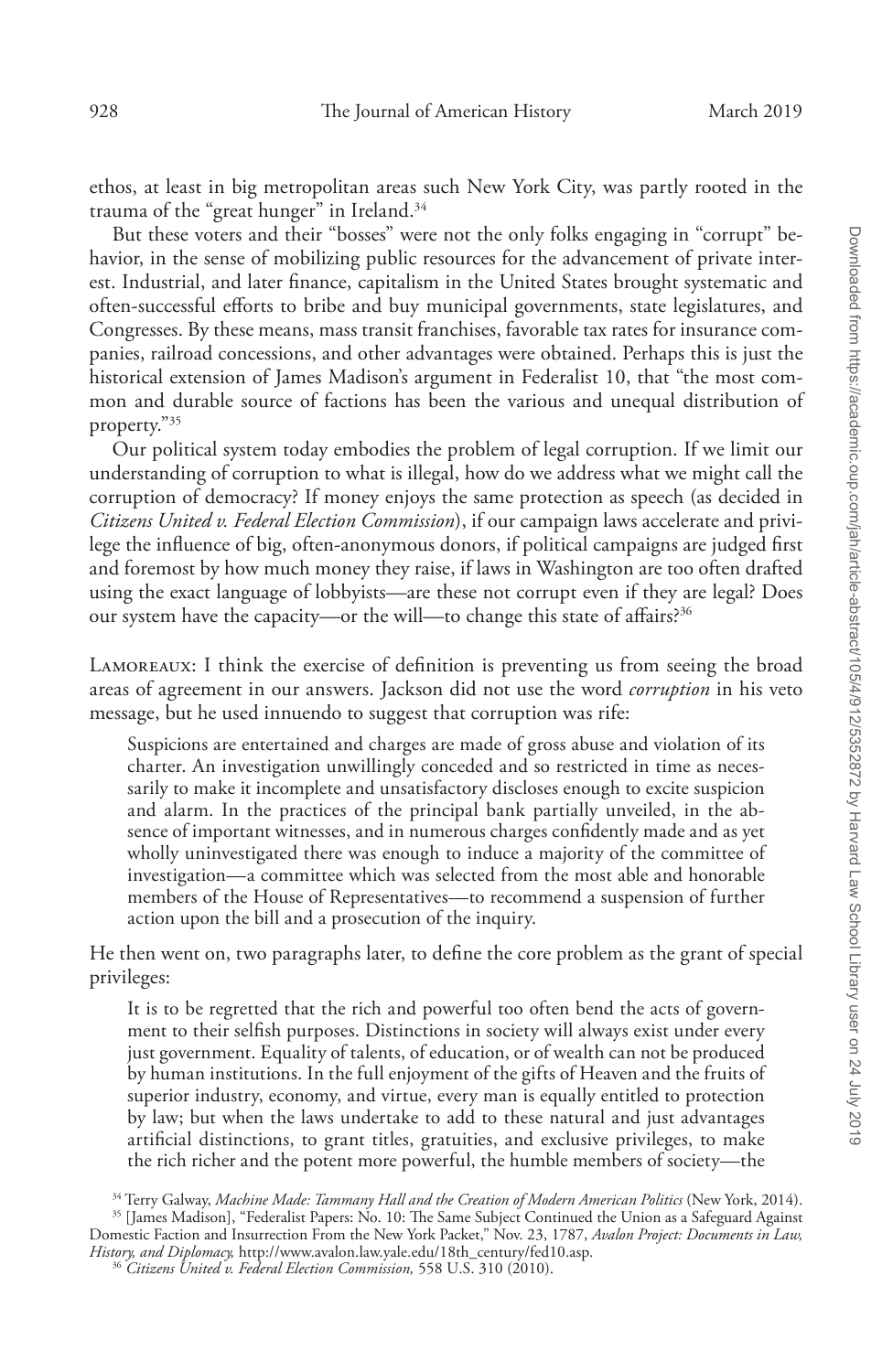ethos, at least in big metropolitan areas such New York City, was partly rooted in the trauma of the "great hunger" in Ireland.[34]

But these voters and their "bosses" were not the only folks engaging in "corrupt" behavior, in the sense of mobilizing public resources for the advancement of private interest. Industrial, and later finance, capitalism in the United States brought systematic and often-successful efforts to bribe and buy municipal governments, state legislatures, and Congresses. By these means, mass transit franchises, favorable tax rates for insurance companies, railroad concessions, and other advantages were obtained. Perhaps this is just the historical extension of James Madison's argument in Federalist 10, that "the most common and durable source of factions has been the various and unequal distribution of property."[35]

Our political system today embodies the problem of legal corruption. If we limit our understanding of corruption to what is illegal, how do we address what we might call the corruption of democracy? If money enjoys the same protection as speech (as decided in *Citizens United v. Federal Election Commission*), if our campaign laws accelerate and privilege the influence of big, often-anonymous donors, if political campaigns are judged first and foremost by how much money they raise, if laws in Washington are too often drafted using the exact language of lobbyists—are these not corrupt even if they are legal? Does our system have the capacity—or the will—to change this state of affairs?[36]

Lamoreaux: I think the exercise of definition is preventing us from seeing the broad areas of agreement in our answers. Jackson did not use the word *corruption* in his veto message, but he used innuendo to suggest that corruption was rife:

> Suspicions are entertained and charges are made of gross abuse and violation of its charter. An investigation unwillingly conceded and so restricted in time as necessarily to make it incomplete and unsatisfactory discloses enough to excite suspicion and alarm. In the practices of the principal bank partially unveiled, in the absence of important witnesses, and in numerous charges confidently made and as yet wholly uninvestigated there was enough to induce a majority of the committee of investigation—a committee which was selected from the most able and honorable members of the House of Representatives—to recommend a suspension of further action upon the bill and a prosecution of the inquiry.

He then went on, two paragraphs later, to define the core problem as the grant of special privileges:

> It is to be regretted that the rich and powerful too often bend the acts of government to their selfish purposes. Distinctions in society will always exist under every just government. Equality of talents, of education, or of wealth can not be produced by human institutions. In the full enjoyment of the gifts of Heaven and the fruits of superior industry, economy, and virtue, every man is equally entitled to protection by law; but when the laws undertake to add to these natural and just advantages artificial distinctions, to grant titles, gratuities, and exclusive privileges, to make the rich richer and the potent more powerful, the humble members of society—the

[34] Terry Galway, *Machine Made: Tammany Hall and the Creation of Modern American Politics* (New York, 2014).

[35] [James Madison], "Federalist Papers: No. 10: The Same Subject Continued the Union as a Safeguard Against Domestic Faction and Insurrection From the New York Packet," Nov. 23, 1787, *Avalon Project: Documents in Law, History, and Diplomacy,* http://www.avalon.law.yale.edu/18th_century/fed10.asp.

[36] *Citizens United v. Federal Election Commission,* 558 U.S. 310 (2010).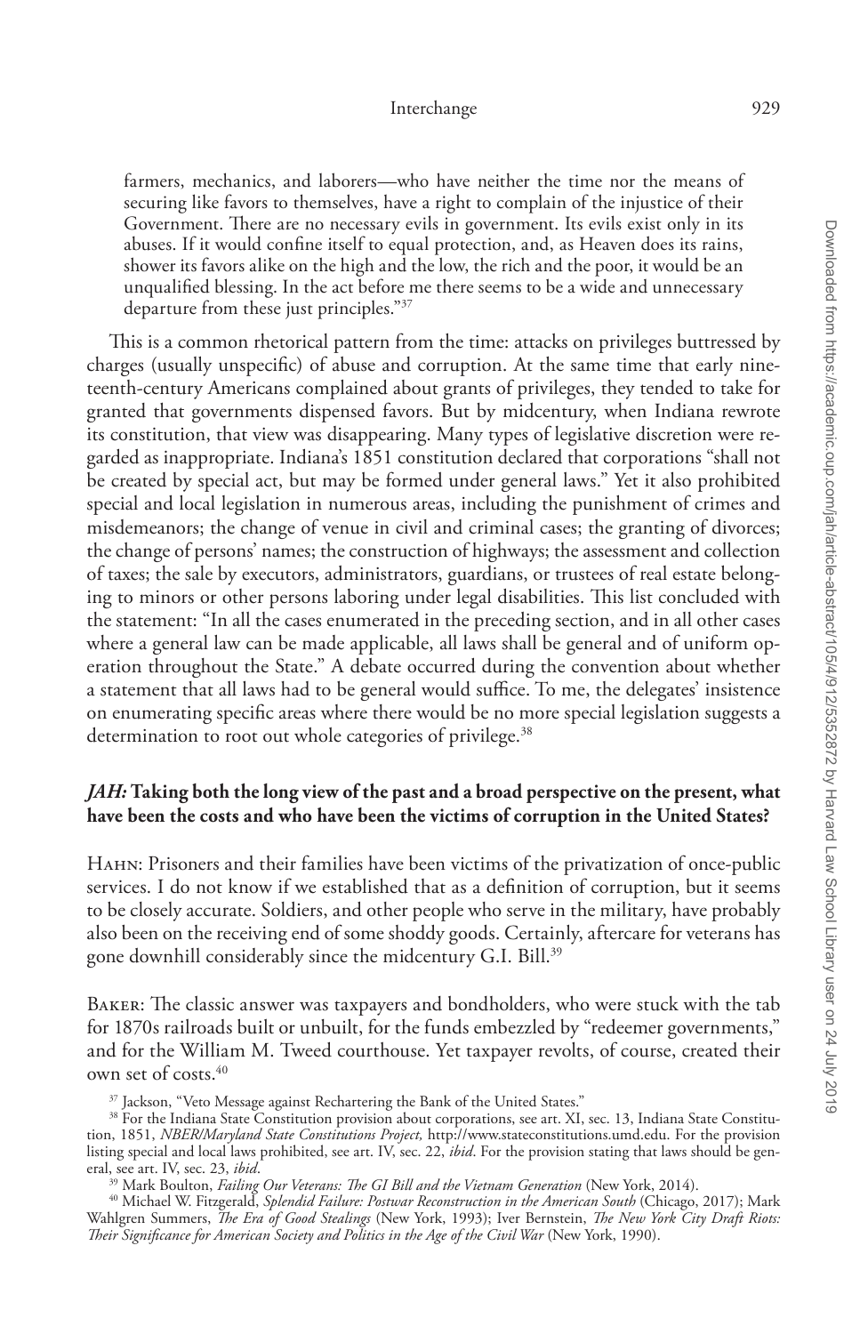farmers, mechanics, and laborers—who have neither the time nor the means of securing like favors to themselves, have a right to complain of the injustice of their Government. There are no necessary evils in government. Its evils exist only in its abuses. If it would confine itself to equal protection, and, as Heaven does its rains, shower its favors alike on the high and the low, the rich and the poor, it would be an unqualified blessing. In the act before me there seems to be a wide and unnecessary departure from these just principles."[37]

This is a common rhetorical pattern from the time: attacks on privileges buttressed by charges (usually unspecific) of abuse and corruption. At the same time that early nineteenth-century Americans complained about grants of privileges, they tended to take for granted that governments dispensed favors. But by midcentury, when Indiana rewrote its constitution, that view was disappearing. Many types of legislative discretion were regarded as inappropriate. Indiana's 1851 constitution declared that corporations "shall not be created by special act, but may be formed under general laws." Yet it also prohibited special and local legislation in numerous areas, including the punishment of crimes and misdemeanors; the change of venue in civil and criminal cases; the granting of divorces; the change of persons' names; the construction of highways; the assessment and collection of taxes; the sale by executors, administrators, guardians, or trustees of real estate belonging to minors or other persons laboring under legal disabilities. This list concluded with the statement: "In all the cases enumerated in the preceding section, and in all other cases where a general law can be made applicable, all laws shall be general and of uniform operation throughout the State." A debate occurred during the convention about whether a statement that all laws had to be general would suffice. To me, the delegates' insistence on enumerating specific areas where there would be no more special legislation suggests a determination to root out whole categories of privilege.[38]

***JAH:* Taking both the long view of the past and a broad perspective on the present, what have been the costs and who have been the victims of corruption in the United States?**

HAHN: Prisoners and their families have been victims of the privatization of once-public services. I do not know if we established that as a definition of corruption, but it seems to be closely accurate. Soldiers, and other people who serve in the military, have probably also been on the receiving end of some shoddy goods. Certainly, aftercare for veterans has gone downhill considerably since the midcentury G.I. Bill.[39]

BAKER: The classic answer was taxpayers and bondholders, who were stuck with the tab for 1870s railroads built or unbuilt, for the funds embezzled by "redeemer governments," and for the William M. Tweed courthouse. Yet taxpayer revolts, of course, created their own set of costs.[40]

[37] Jackson, "Veto Message against Rechartering the Bank of the United States."

[38] For the Indiana State Constitution provision about corporations, see art. XI, sec. 13, Indiana State Constitution, 1851, *NBER/Maryland State Constitutions Project,* http://www.stateconstitutions.umd.edu. For the provision listing special and local laws prohibited, see art. IV, sec. 22, *ibid*. For the provision stating that laws should be general, see art. IV, sec. 23, *ibid*.

[39] Mark Boulton, *Failing Our Veterans: The GI Bill and the Vietnam Generation* (New York, 2014).

[40] Michael W. Fitzgerald, *Splendid Failure: Postwar Reconstruction in the American South* (Chicago, 2017); Mark Wahlgren Summers, *The Era of Good Stealings* (New York, 1993); Iver Bernstein, *The New York City Draft Riots: Their Significance for American Society and Politics in the Age of the Civil War* (New York, 1990).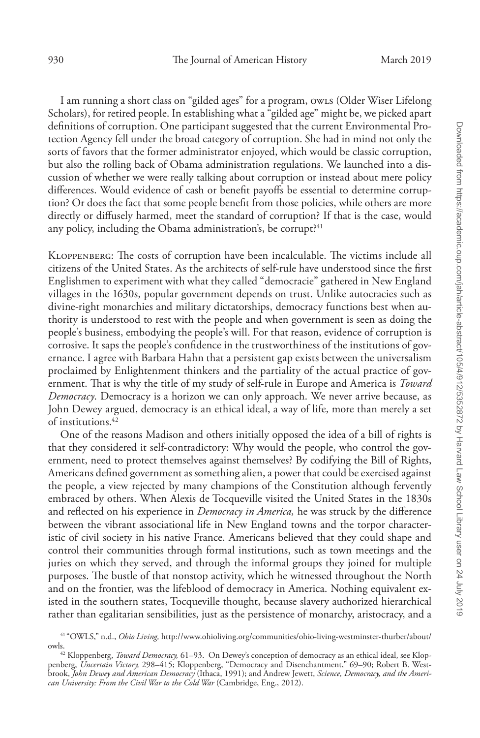I am running a short class on "gilded ages" for a program, OWLS (Older Wiser Lifelong Scholars), for retired people. In establishing what a "gilded age" might be, we picked apart definitions of corruption. One participant suggested that the current Environmental Protection Agency fell under the broad category of corruption. She had in mind not only the sorts of favors that the former administrator enjoyed, which would be classic corruption, but also the rolling back of Obama administration regulations. We launched into a discussion of whether we were really talking about corruption or instead about mere policy differences. Would evidence of cash or benefit payoffs be essential to determine corruption? Or does the fact that some people benefit from those policies, while others are more directly or diffusely harmed, meet the standard of corruption? If that is the case, would any policy, including the Obama administration's, be corrupt?[41]

KLOPPENBERG: The costs of corruption have been incalculable. The victims include all citizens of the United States. As the architects of self-rule have understood since the first Englishmen to experiment with what they called "democracie" gathered in New England villages in the 1630s, popular government depends on trust. Unlike autocracies such as divine-right monarchies and military dictatorships, democracy functions best when authority is understood to rest with the people and when government is seen as doing the people's business, embodying the people's will. For that reason, evidence of corruption is corrosive. It saps the people's confidence in the trustworthiness of the institutions of governance. I agree with Barbara Hahn that a persistent gap exists between the universalism proclaimed by Enlightenment thinkers and the partiality of the actual practice of government. That is why the title of my study of self-rule in Europe and America is *Toward Democracy*. Democracy is a horizon we can only approach. We never arrive because, as John Dewey argued, democracy is an ethical ideal, a way of life, more than merely a set of institutions.[42]

One of the reasons Madison and others initially opposed the idea of a bill of rights is that they considered it self-contradictory: Why would the people, who control the government, need to protect themselves against themselves? By codifying the Bill of Rights, Americans defined government as something alien, a power that could be exercised against the people, a view rejected by many champions of the Constitution although fervently embraced by others. When Alexis de Tocqueville visited the United States in the 1830s and reflected on his experience in *Democracy in America,* he was struck by the difference between the vibrant associational life in New England towns and the torpor characteristic of civil society in his native France. Americans believed that they could shape and control their communities through formal institutions, such as town meetings and the juries on which they served, and through the informal groups they joined for multiple purposes. The bustle of that nonstop activity, which he witnessed throughout the North and on the frontier, was the lifeblood of democracy in America. Nothing equivalent existed in the southern states, Tocqueville thought, because slavery authorized hierarchical rather than egalitarian sensibilities, just as the persistence of monarchy, aristocracy, and a

---

[41] "OWLS," n.d., *Ohio Living,* http://www.ohioliving.org/communities/ohio-living-westminster-thurber/about/owls.

[42] Kloppenberg, *Toward Democracy,* 61–93. On Dewey's conception of democracy as an ethical ideal, see Kloppenberg, *Uncertain Victory,* 298–415; Kloppenberg, "Democracy and Disenchantment," 69–90; Robert B. Westbrook, *John Dewey and American Democracy* (Ithaca, 1991); and Andrew Jewett, *Science, Democracy, and the American University: From the Civil War to the Cold War* (Cambridge, Eng., 2012).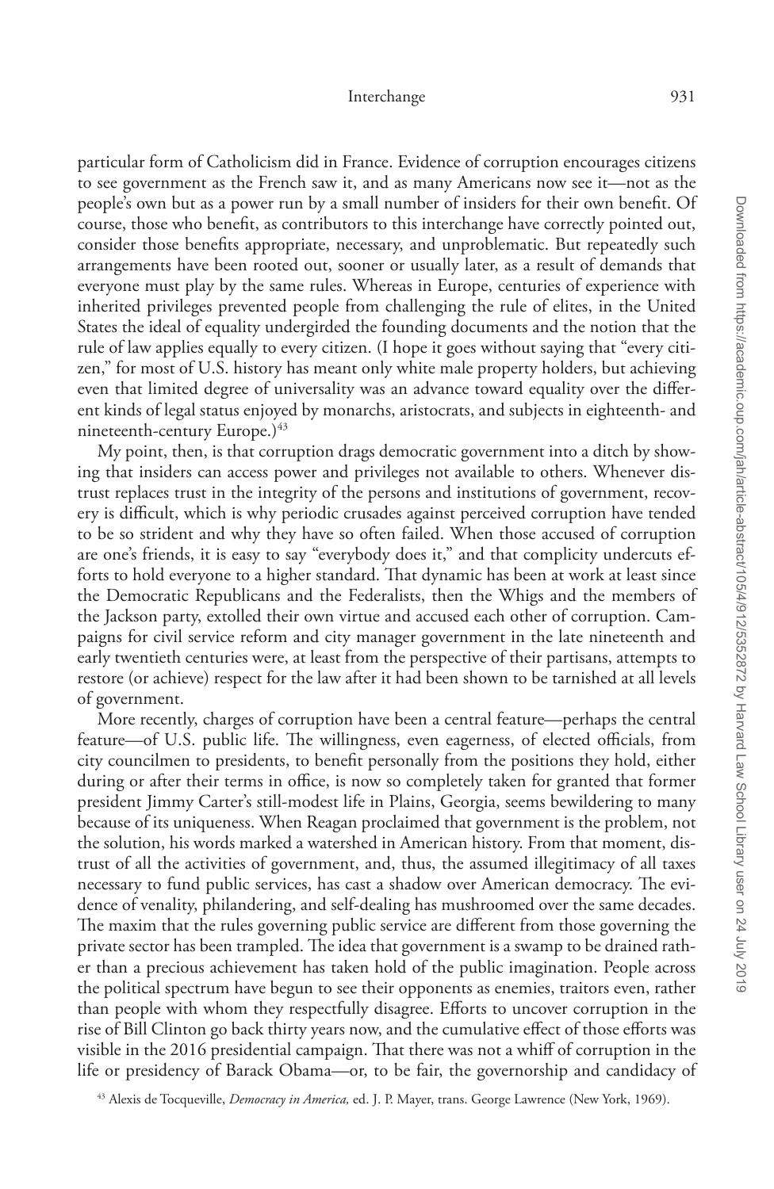particular form of Catholicism did in France. Evidence of corruption encourages citizens to see government as the French saw it, and as many Americans now see it—not as the people's own but as a power run by a small number of insiders for their own benefit. Of course, those who benefit, as contributors to this interchange have correctly pointed out, consider those benefits appropriate, necessary, and unproblematic. But repeatedly such arrangements have been rooted out, sooner or usually later, as a result of demands that everyone must play by the same rules. Whereas in Europe, centuries of experience with inherited privileges prevented people from challenging the rule of elites, in the United States the ideal of equality undergirded the founding documents and the notion that the rule of law applies equally to every citizen. (I hope it goes without saying that "every citizen," for most of U.S. history has meant only white male property holders, but achieving even that limited degree of universality was an advance toward equality over the different kinds of legal status enjoyed by monarchs, aristocrats, and subjects in eighteenth- and nineteenth-century Europe.)[43]

My point, then, is that corruption drags democratic government into a ditch by showing that insiders can access power and privileges not available to others. Whenever distrust replaces trust in the integrity of the persons and institutions of government, recovery is difficult, which is why periodic crusades against perceived corruption have tended to be so strident and why they have so often failed. When those accused of corruption are one's friends, it is easy to say "everybody does it," and that complicity undercuts efforts to hold everyone to a higher standard. That dynamic has been at work at least since the Democratic Republicans and the Federalists, then the Whigs and the members of the Jackson party, extolled their own virtue and accused each other of corruption. Campaigns for civil service reform and city manager government in the late nineteenth and early twentieth centuries were, at least from the perspective of their partisans, attempts to restore (or achieve) respect for the law after it had been shown to be tarnished at all levels of government.

More recently, charges of corruption have been a central feature—perhaps the central feature—of U.S. public life. The willingness, even eagerness, of elected officials, from city councilmen to presidents, to benefit personally from the positions they hold, either during or after their terms in office, is now so completely taken for granted that former president Jimmy Carter's still-modest life in Plains, Georgia, seems bewildering to many because of its uniqueness. When Reagan proclaimed that government is the problem, not the solution, his words marked a watershed in American history. From that moment, distrust of all the activities of government, and, thus, the assumed illegitimacy of all taxes necessary to fund public services, has cast a shadow over American democracy. The evidence of venality, philandering, and self-dealing has mushroomed over the same decades. The maxim that the rules governing public service are different from those governing the private sector has been trampled. The idea that government is a swamp to be drained rather than a precious achievement has taken hold of the public imagination. People across the political spectrum have begun to see their opponents as enemies, traitors even, rather than people with whom they respectfully disagree. Efforts to uncover corruption in the rise of Bill Clinton go back thirty years now, and the cumulative effect of those efforts was visible in the 2016 presidential campaign. That there was not a whiff of corruption in the life or presidency of Barack Obama—or, to be fair, the governorship and candidacy of

[43] Alexis de Tocqueville, *Democracy in America,* ed. J. P. Mayer, trans. George Lawrence (New York, 1969).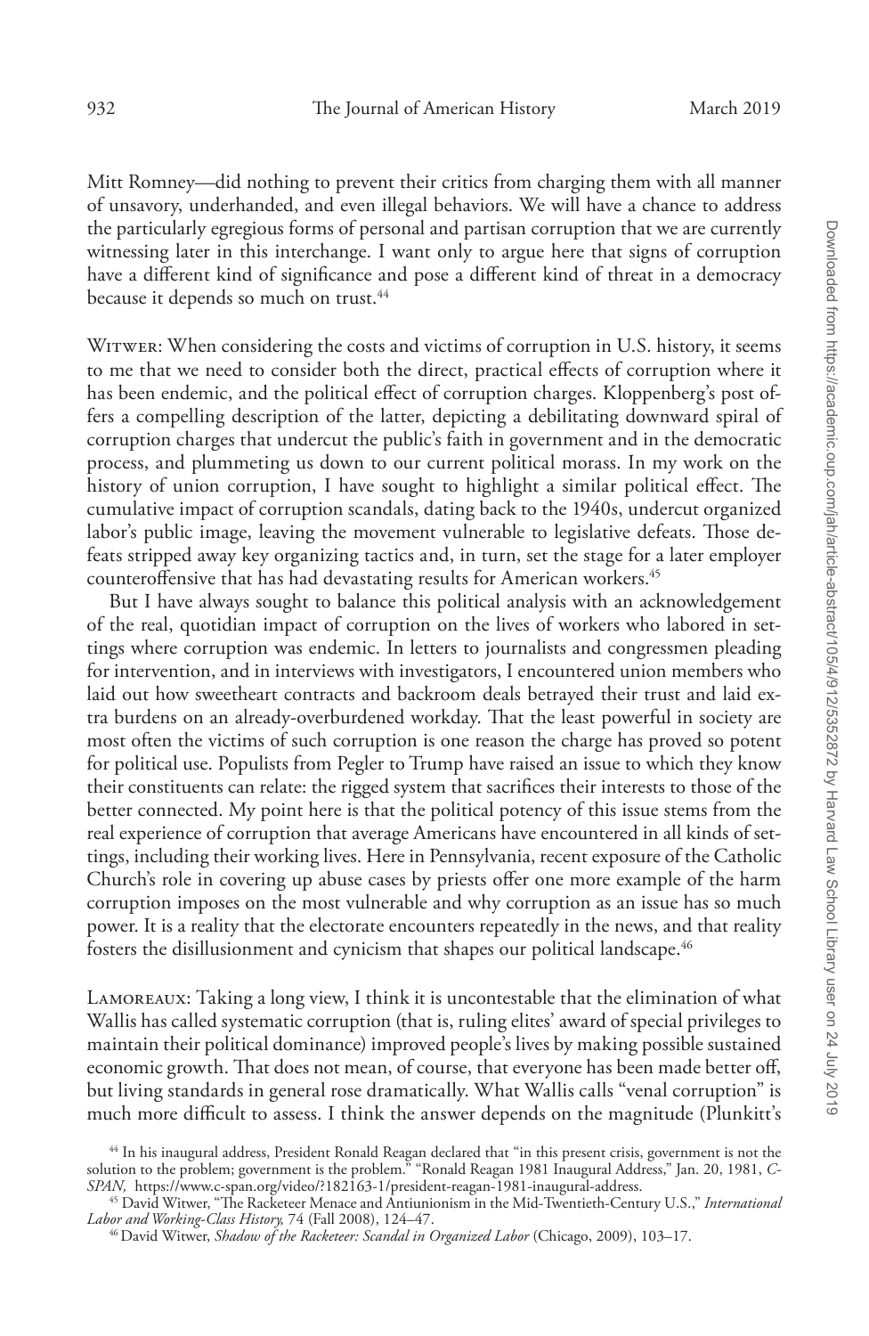Mitt Romney—did nothing to prevent their critics from charging them with all manner of unsavory, underhanded, and even illegal behaviors. We will have a chance to address the particularly egregious forms of personal and partisan corruption that we are currently witnessing later in this interchange. I want only to argue here that signs of corruption have a different kind of significance and pose a different kind of threat in a democracy because it depends so much on trust.[44]

Witwer: When considering the costs and victims of corruption in U.S. history, it seems to me that we need to consider both the direct, practical effects of corruption where it has been endemic, and the political effect of corruption charges. Kloppenberg's post offers a compelling description of the latter, depicting a debilitating downward spiral of corruption charges that undercut the public's faith in government and in the democratic process, and plummeting us down to our current political morass. In my work on the history of union corruption, I have sought to highlight a similar political effect. The cumulative impact of corruption scandals, dating back to the 1940s, undercut organized labor's public image, leaving the movement vulnerable to legislative defeats. Those defeats stripped away key organizing tactics and, in turn, set the stage for a later employer counteroffensive that has had devastating results for American workers.[45]

But I have always sought to balance this political analysis with an acknowledgement of the real, quotidian impact of corruption on the lives of workers who labored in settings where corruption was endemic. In letters to journalists and congressmen pleading for intervention, and in interviews with investigators, I encountered union members who laid out how sweetheart contracts and backroom deals betrayed their trust and laid extra burdens on an already-overburdened workday. That the least powerful in society are most often the victims of such corruption is one reason the charge has proved so potent for political use. Populists from Pegler to Trump have raised an issue to which they know their constituents can relate: the rigged system that sacrifices their interests to those of the better connected. My point here is that the political potency of this issue stems from the real experience of corruption that average Americans have encountered in all kinds of settings, including their working lives. Here in Pennsylvania, recent exposure of the Catholic Church's role in covering up abuse cases by priests offer one more example of the harm corruption imposes on the most vulnerable and why corruption as an issue has so much power. It is a reality that the electorate encounters repeatedly in the news, and that reality fosters the disillusionment and cynicism that shapes our political landscape.[46]

Lamoreaux: Taking a long view, I think it is uncontestable that the elimination of what Wallis has called systematic corruption (that is, ruling elites' award of special privileges to maintain their political dominance) improved people's lives by making possible sustained economic growth. That does not mean, of course, that everyone has been made better off, but living standards in general rose dramatically. What Wallis calls "venal corruption" is much more difficult to assess. I think the answer depends on the magnitude (Plunkitt's

[44] In his inaugural address, President Ronald Reagan declared that "in this present crisis, government is not the solution to the problem; government is the problem." "Ronald Reagan 1981 Inaugural Address," Jan. 20, 1981, *C-SPAN,* https://www.c-span.org/video/?182163-1/president-reagan-1981-inaugural-address.

[45] David Witwer, "The Racketeer Menace and Antiunionism in the Mid-Twentieth-Century U.S.," *International Labor and Working-Class History,* 74 (Fall 2008), 124–47.

[46] David Witwer, *Shadow of the Racketeer: Scandal in Organized Labor* (Chicago, 2009), 103–17.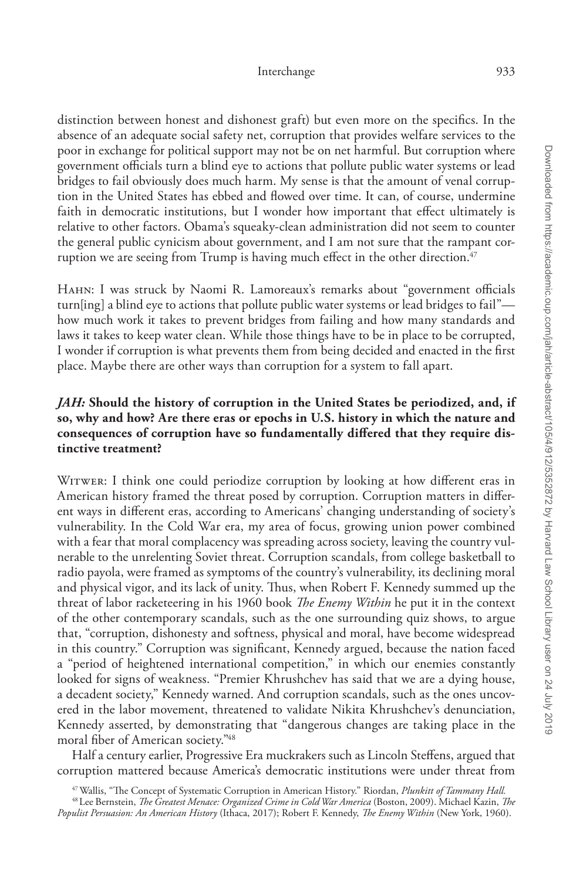distinction between honest and dishonest graft) but even more on the specifics. In the absence of an adequate social safety net, corruption that provides welfare services to the poor in exchange for political support may not be on net harmful. But corruption where government officials turn a blind eye to actions that pollute public water systems or lead bridges to fail obviously does much harm. My sense is that the amount of venal corruption in the United States has ebbed and flowed over time. It can, of course, undermine faith in democratic institutions, but I wonder how important that effect ultimately is relative to other factors. Obama's squeaky-clean administration did not seem to counter the general public cynicism about government, and I am not sure that the rampant corruption we are seeing from Trump is having much effect in the other direction.[47]

HAHN: I was struck by Naomi R. Lamoreaux's remarks about "government officials turn[ing] a blind eye to actions that pollute public water systems or lead bridges to fail"—how much work it takes to prevent bridges from failing and how many standards and laws it takes to keep water clean. While those things have to be in place to be corrupted, I wonder if corruption is what prevents them from being decided and enacted in the first place. Maybe there are other ways than corruption for a system to fall apart.

### *JAH:* Should the history of corruption in the United States be periodized, and, if so, why and how? Are there eras or epochs in U.S. history in which the nature and consequences of corruption have so fundamentally differed that they require distinctive treatment?

WITWER: I think one could periodize corruption by looking at how different eras in American history framed the threat posed by corruption. Corruption matters in different ways in different eras, according to Americans' changing understanding of society's vulnerability. In the Cold War era, my area of focus, growing union power combined with a fear that moral complacency was spreading across society, leaving the country vulnerable to the unrelenting Soviet threat. Corruption scandals, from college basketball to radio payola, were framed as symptoms of the country's vulnerability, its declining moral and physical vigor, and its lack of unity. Thus, when Robert F. Kennedy summed up the threat of labor racketeering in his 1960 book *The Enemy Within* he put it in the context of the other contemporary scandals, such as the one surrounding quiz shows, to argue that, "corruption, dishonesty and softness, physical and moral, have become widespread in this country." Corruption was significant, Kennedy argued, because the nation faced a "period of heightened international competition," in which our enemies constantly looked for signs of weakness. "Premier Khrushchev has said that we are a dying house, a decadent society," Kennedy warned. And corruption scandals, such as the ones uncovered in the labor movement, threatened to validate Nikita Khrushchev's denunciation, Kennedy asserted, by demonstrating that "dangerous changes are taking place in the moral fiber of American society."[48]

Half a century earlier, Progressive Era muckrakers such as Lincoln Steffens, argued that corruption mattered because America's democratic institutions were under threat from

[47] Wallis, "The Concept of Systematic Corruption in American History." Riordan, *Plunkitt of Tammany Hall.*

[48] Lee Bernstein, *The Greatest Menace: Organized Crime in Cold War America* (Boston, 2009). Michael Kazin, *The Populist Persuasion: An American History* (Ithaca, 2017); Robert F. Kennedy, *The Enemy Within* (New York, 1960).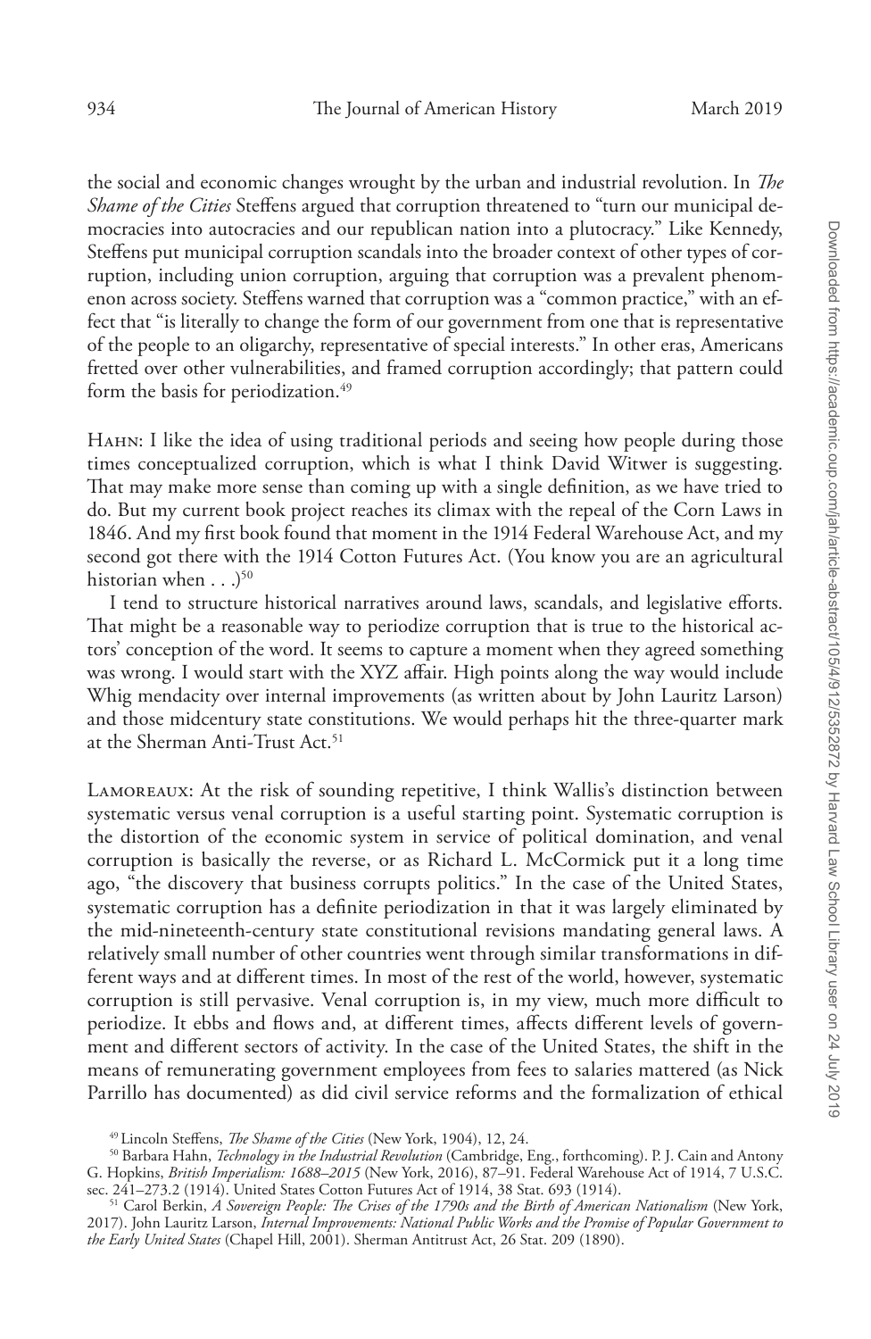the social and economic changes wrought by the urban and industrial revolution. In *The Shame of the Cities* Steffens argued that corruption threatened to "turn our municipal democracies into autocracies and our republican nation into a plutocracy." Like Kennedy, Steffens put municipal corruption scandals into the broader context of other types of corruption, including union corruption, arguing that corruption was a prevalent phenomenon across society. Steffens warned that corruption was a "common practice," with an effect that "is literally to change the form of our government from one that is representative of the people to an oligarchy, representative of special interests." In other eras, Americans fretted over other vulnerabilities, and framed corruption accordingly; that pattern could form the basis for periodization.[49]

HAHN: I like the idea of using traditional periods and seeing how people during those times conceptualized corruption, which is what I think David Witwer is suggesting. That may make more sense than coming up with a single definition, as we have tried to do. But my current book project reaches its climax with the repeal of the Corn Laws in 1846. And my first book found that moment in the 1914 Federal Warehouse Act, and my second got there with the 1914 Cotton Futures Act. (You know you are an agricultural historian when . . .)[50]

I tend to structure historical narratives around laws, scandals, and legislative efforts. That might be a reasonable way to periodize corruption that is true to the historical actors' conception of the word. It seems to capture a moment when they agreed something was wrong. I would start with the XYZ affair. High points along the way would include Whig mendacity over internal improvements (as written about by John Lauritz Larson) and those midcentury state constitutions. We would perhaps hit the three-quarter mark at the Sherman Anti-Trust Act.[51]

LAMOREAUX: At the risk of sounding repetitive, I think Wallis's distinction between systematic versus venal corruption is a useful starting point. Systematic corruption is the distortion of the economic system in service of political domination, and venal corruption is basically the reverse, or as Richard L. McCormick put it a long time ago, "the discovery that business corrupts politics." In the case of the United States, systematic corruption has a definite periodization in that it was largely eliminated by the mid-nineteenth-century state constitutional revisions mandating general laws. A relatively small number of other countries went through similar transformations in different ways and at different times. In most of the rest of the world, however, systematic corruption is still pervasive. Venal corruption is, in my view, much more difficult to periodize. It ebbs and flows and, at different times, affects different levels of government and different sectors of activity. In the case of the United States, the shift in the means of remunerating government employees from fees to salaries mattered (as Nick Parrillo has documented) as did civil service reforms and the formalization of ethical

[49] Lincoln Steffens, *The Shame of the Cities* (New York, 1904), 12, 24.

[50] Barbara Hahn, *Technology in the Industrial Revolution* (Cambridge, Eng., forthcoming). P. J. Cain and Antony G. Hopkins, *British Imperialism: 1688–2015* (New York, 2016), 87–91. Federal Warehouse Act of 1914, 7 U.S.C. sec. 241–273.2 (1914). United States Cotton Futures Act of 1914, 38 Stat. 693 (1914).

[51] Carol Berkin, *A Sovereign People: The Crises of the 1790s and the Birth of American Nationalism* (New York, 2017). John Lauritz Larson, *Internal Improvements: National Public Works and the Promise of Popular Government to the Early United States* (Chapel Hill, 2001). Sherman Antitrust Act, 26 Stat. 209 (1890).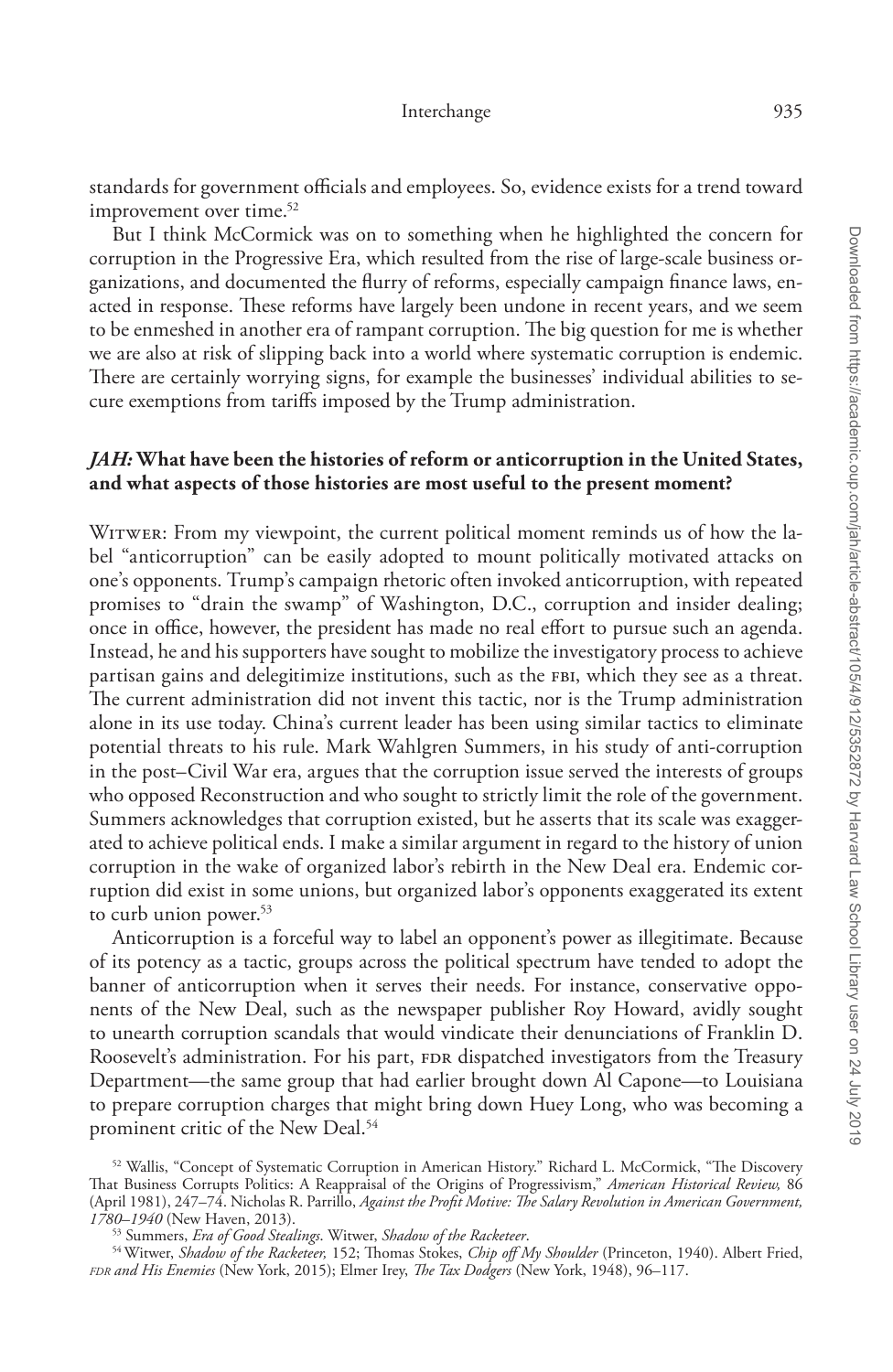standards for government officials and employees. So, evidence exists for a trend toward improvement over time.[52]

But I think McCormick was on to something when he highlighted the concern for corruption in the Progressive Era, which resulted from the rise of large-scale business organizations, and documented the flurry of reforms, especially campaign finance laws, enacted in response. These reforms have largely been undone in recent years, and we seem to be enmeshed in another era of rampant corruption. The big question for me is whether we are also at risk of slipping back into a world where systematic corruption is endemic. There are certainly worrying signs, for example the businesses' individual abilities to secure exemptions from tariffs imposed by the Trump administration.

***JAH:* What have been the histories of reform or anticorruption in the United States, and what aspects of those histories are most useful to the present moment?**

Witwer: From my viewpoint, the current political moment reminds us of how the label "anticorruption" can be easily adopted to mount politically motivated attacks on one's opponents. Trump's campaign rhetoric often invoked anticorruption, with repeated promises to "drain the swamp" of Washington, D.C., corruption and insider dealing; once in office, however, the president has made no real effort to pursue such an agenda. Instead, he and his supporters have sought to mobilize the investigatory process to achieve partisan gains and delegitimize institutions, such as the FBI, which they see as a threat. The current administration did not invent this tactic, nor is the Trump administration alone in its use today. China's current leader has been using similar tactics to eliminate potential threats to his rule. Mark Wahlgren Summers, in his study of anti-corruption in the post–Civil War era, argues that the corruption issue served the interests of groups who opposed Reconstruction and who sought to strictly limit the role of the government. Summers acknowledges that corruption existed, but he asserts that its scale was exaggerated to achieve political ends. I make a similar argument in regard to the history of union corruption in the wake of organized labor's rebirth in the New Deal era. Endemic corruption did exist in some unions, but organized labor's opponents exaggerated its extent to curb union power.[53]

Anticorruption is a forceful way to label an opponent's power as illegitimate. Because of its potency as a tactic, groups across the political spectrum have tended to adopt the banner of anticorruption when it serves their needs. For instance, conservative opponents of the New Deal, such as the newspaper publisher Roy Howard, avidly sought to unearth corruption scandals that would vindicate their denunciations of Franklin D. Roosevelt's administration. For his part, FDR dispatched investigators from the Treasury Department—the same group that had earlier brought down Al Capone—to Louisiana to prepare corruption charges that might bring down Huey Long, who was becoming a prominent critic of the New Deal.[54]

[52] Wallis, "Concept of Systematic Corruption in American History." Richard L. McCormick, "The Discovery That Business Corrupts Politics: A Reappraisal of the Origins of Progressivism," *American Historical Review,* 86 (April 1981), 247–74. Nicholas R. Parrillo, *Against the Profit Motive: The Salary Revolution in American Government, 1780–1940* (New Haven, 2013).

[53] Summers, *Era of Good Stealings*. Witwer, *Shadow of the Racketeer*.

[54] Witwer, *Shadow of the Racketeer,* 152; Thomas Stokes, *Chip off My Shoulder* (Princeton, 1940). Albert Fried, *FDR and His Enemies* (New York, 2015); Elmer Irey, *The Tax Dodgers* (New York, 1948), 96–117.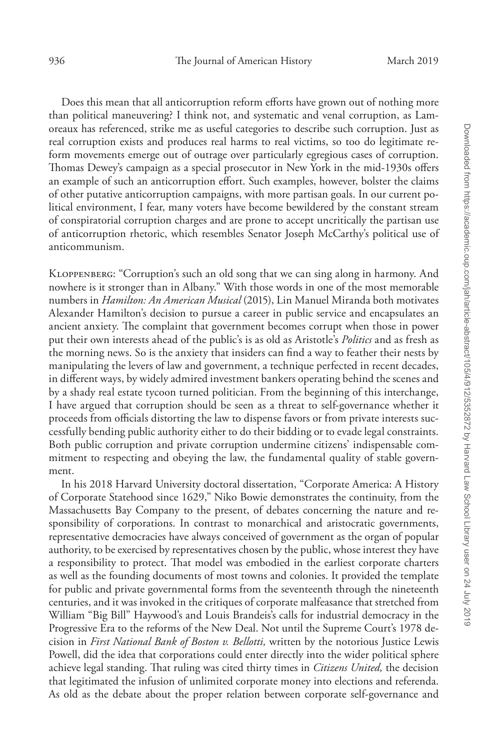Does this mean that all anticorruption reform efforts have grown out of nothing more than political maneuvering? I think not, and systematic and venal corruption, as Lamoreaux has referenced, strike me as useful categories to describe such corruption. Just as real corruption exists and produces real harms to real victims, so too do legitimate reform movements emerge out of outrage over particularly egregious cases of corruption. Thomas Dewey's campaign as a special prosecutor in New York in the mid-1930s offers an example of such an anticorruption effort. Such examples, however, bolster the claims of other putative anticorruption campaigns, with more partisan goals. In our current political environment, I fear, many voters have become bewildered by the constant stream of conspiratorial corruption charges and are prone to accept uncritically the partisan use of anticorruption rhetoric, which resembles Senator Joseph McCarthy's political use of anticommunism.

Kloppenberg: "Corruption's such an old song that we can sing along in harmony. And nowhere is it stronger than in Albany." With those words in one of the most memorable numbers in *Hamilton: An American Musical* (2015), Lin Manuel Miranda both motivates Alexander Hamilton's decision to pursue a career in public service and encapsulates an ancient anxiety. The complaint that government becomes corrupt when those in power put their own interests ahead of the public's is as old as Aristotle's *Politics* and as fresh as the morning news. So is the anxiety that insiders can find a way to feather their nests by manipulating the levers of law and government, a technique perfected in recent decades, in different ways, by widely admired investment bankers operating behind the scenes and by a shady real estate tycoon turned politician. From the beginning of this interchange, I have argued that corruption should be seen as a threat to self-governance whether it proceeds from officials distorting the law to dispense favors or from private interests successfully bending public authority either to do their bidding or to evade legal constraints. Both public corruption and private corruption undermine citizens' indispensable commitment to respecting and obeying the law, the fundamental quality of stable government.

In his 2018 Harvard University doctoral dissertation, "Corporate America: A History of Corporate Statehood since 1629," Niko Bowie demonstrates the continuity, from the Massachusetts Bay Company to the present, of debates concerning the nature and responsibility of corporations. In contrast to monarchical and aristocratic governments, representative democracies have always conceived of government as the organ of popular authority, to be exercised by representatives chosen by the public, whose interest they have a responsibility to protect. That model was embodied in the earliest corporate charters as well as the founding documents of most towns and colonies. It provided the template for public and private governmental forms from the seventeenth through the nineteenth centuries, and it was invoked in the critiques of corporate malfeasance that stretched from William "Big Bill" Haywood's and Louis Brandeis's calls for industrial democracy in the Progressive Era to the reforms of the New Deal. Not until the Supreme Court's 1978 decision in *First National Bank of Boston v. Bellotti,* written by the notorious Justice Lewis Powell, did the idea that corporations could enter directly into the wider political sphere achieve legal standing. That ruling was cited thirty times in *Citizens United,* the decision that legitimated the infusion of unlimited corporate money into elections and referenda. As old as the debate about the proper relation between corporate self-governance and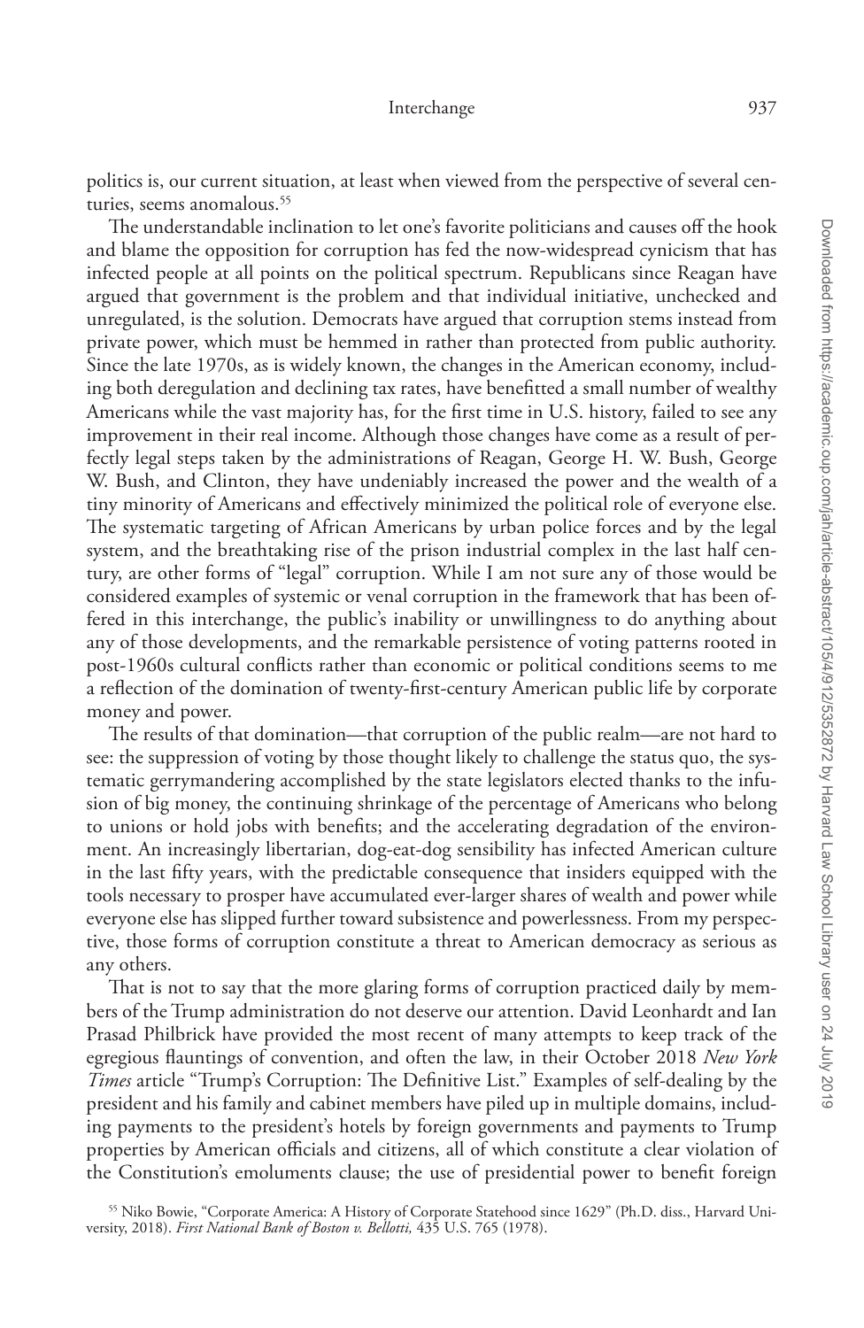politics is, our current situation, at least when viewed from the perspective of several centuries, seems anomalous.[55]

The understandable inclination to let one's favorite politicians and causes off the hook and blame the opposition for corruption has fed the now-widespread cynicism that has infected people at all points on the political spectrum. Republicans since Reagan have argued that government is the problem and that individual initiative, unchecked and unregulated, is the solution. Democrats have argued that corruption stems instead from private power, which must be hemmed in rather than protected from public authority. Since the late 1970s, as is widely known, the changes in the American economy, including both deregulation and declining tax rates, have benefitted a small number of wealthy Americans while the vast majority has, for the first time in U.S. history, failed to see any improvement in their real income. Although those changes have come as a result of perfectly legal steps taken by the administrations of Reagan, George H. W. Bush, George W. Bush, and Clinton, they have undeniably increased the power and the wealth of a tiny minority of Americans and effectively minimized the political role of everyone else. The systematic targeting of African Americans by urban police forces and by the legal system, and the breathtaking rise of the prison industrial complex in the last half century, are other forms of "legal" corruption. While I am not sure any of those would be considered examples of systemic or venal corruption in the framework that has been offered in this interchange, the public's inability or unwillingness to do anything about any of those developments, and the remarkable persistence of voting patterns rooted in post-1960s cultural conflicts rather than economic or political conditions seems to me a reflection of the domination of twenty-first-century American public life by corporate money and power.

The results of that domination—that corruption of the public realm—are not hard to see: the suppression of voting by those thought likely to challenge the status quo, the systematic gerrymandering accomplished by the state legislators elected thanks to the infusion of big money, the continuing shrinkage of the percentage of Americans who belong to unions or hold jobs with benefits; and the accelerating degradation of the environment. An increasingly libertarian, dog-eat-dog sensibility has infected American culture in the last fifty years, with the predictable consequence that insiders equipped with the tools necessary to prosper have accumulated ever-larger shares of wealth and power while everyone else has slipped further toward subsistence and powerlessness. From my perspective, those forms of corruption constitute a threat to American democracy as serious as any others.

That is not to say that the more glaring forms of corruption practiced daily by members of the Trump administration do not deserve our attention. David Leonhardt and Ian Prasad Philbrick have provided the most recent of many attempts to keep track of the egregious flauntings of convention, and often the law, in their October 2018 *New York Times* article "Trump's Corruption: The Definitive List." Examples of self-dealing by the president and his family and cabinet members have piled up in multiple domains, including payments to the president's hotels by foreign governments and payments to Trump properties by American officials and citizens, all of which constitute a clear violation of the Constitution's emoluments clause; the use of presidential power to benefit foreign

[55] Niko Bowie, "Corporate America: A History of Corporate Statehood since 1629" (Ph.D. diss., Harvard University, 2018). *First National Bank of Boston v. Bellotti,* 435 U.S. 765 (1978).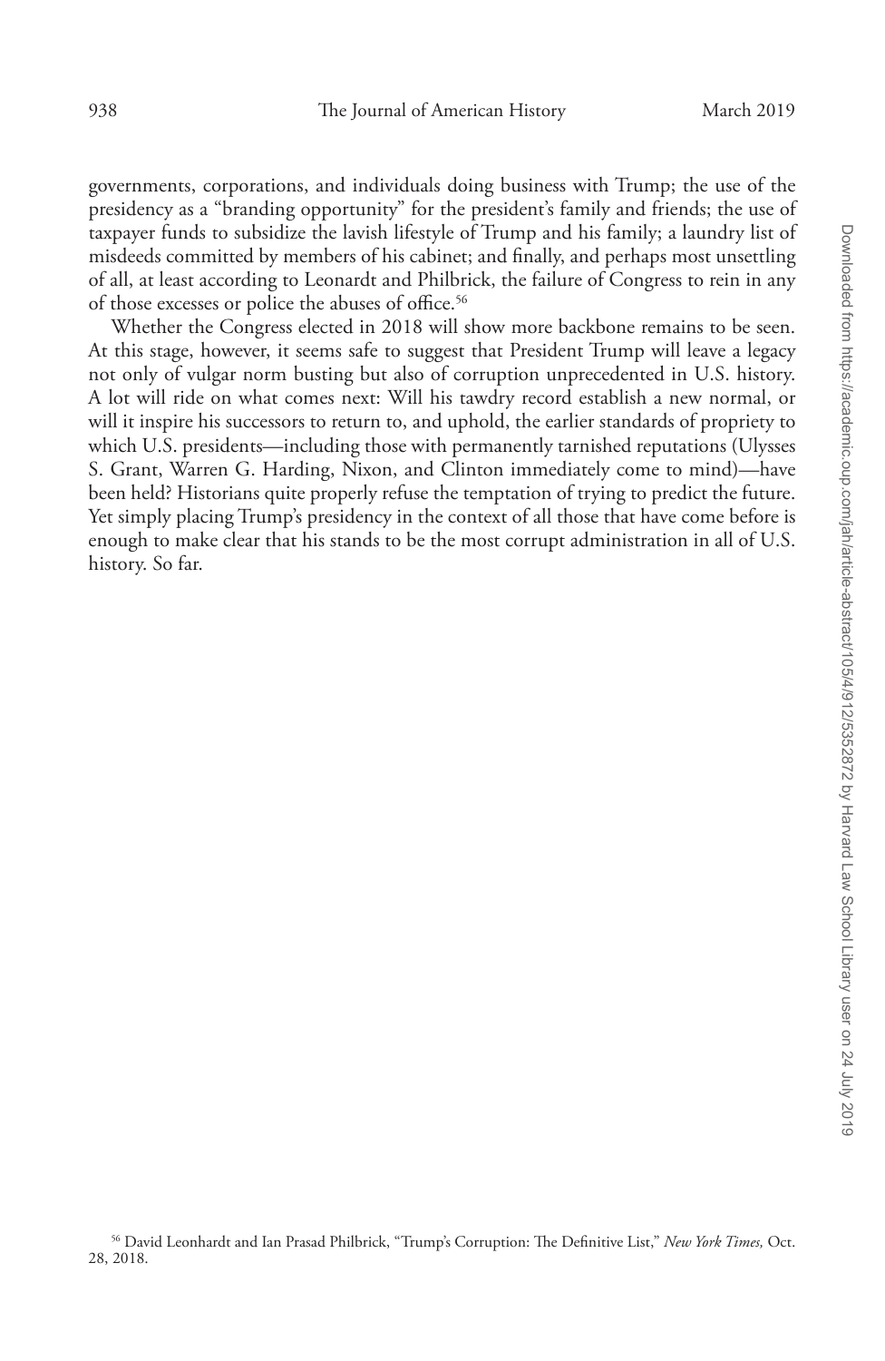governments, corporations, and individuals doing business with Trump; the use of the presidency as a "branding opportunity" for the president's family and friends; the use of taxpayer funds to subsidize the lavish lifestyle of Trump and his family; a laundry list of misdeeds committed by members of his cabinet; and finally, and perhaps most unsettling of all, at least according to Leonardt and Philbrick, the failure of Congress to rein in any of those excesses or police the abuses of office.[56]

Whether the Congress elected in 2018 will show more backbone remains to be seen. At this stage, however, it seems safe to suggest that President Trump will leave a legacy not only of vulgar norm busting but also of corruption unprecedented in U.S. history. A lot will ride on what comes next: Will his tawdry record establish a new normal, or will it inspire his successors to return to, and uphold, the earlier standards of propriety to which U.S. presidents—including those with permanently tarnished reputations (Ulysses S. Grant, Warren G. Harding, Nixon, and Clinton immediately come to mind)—have been held? Historians quite properly refuse the temptation of trying to predict the future. Yet simply placing Trump's presidency in the context of all those that have come before is enough to make clear that his stands to be the most corrupt administration in all of U.S. history. So far.

[56] David Leonhardt and Ian Prasad Philbrick, "Trump's Corruption: The Definitive List," *New York Times,* Oct. 28, 2018.